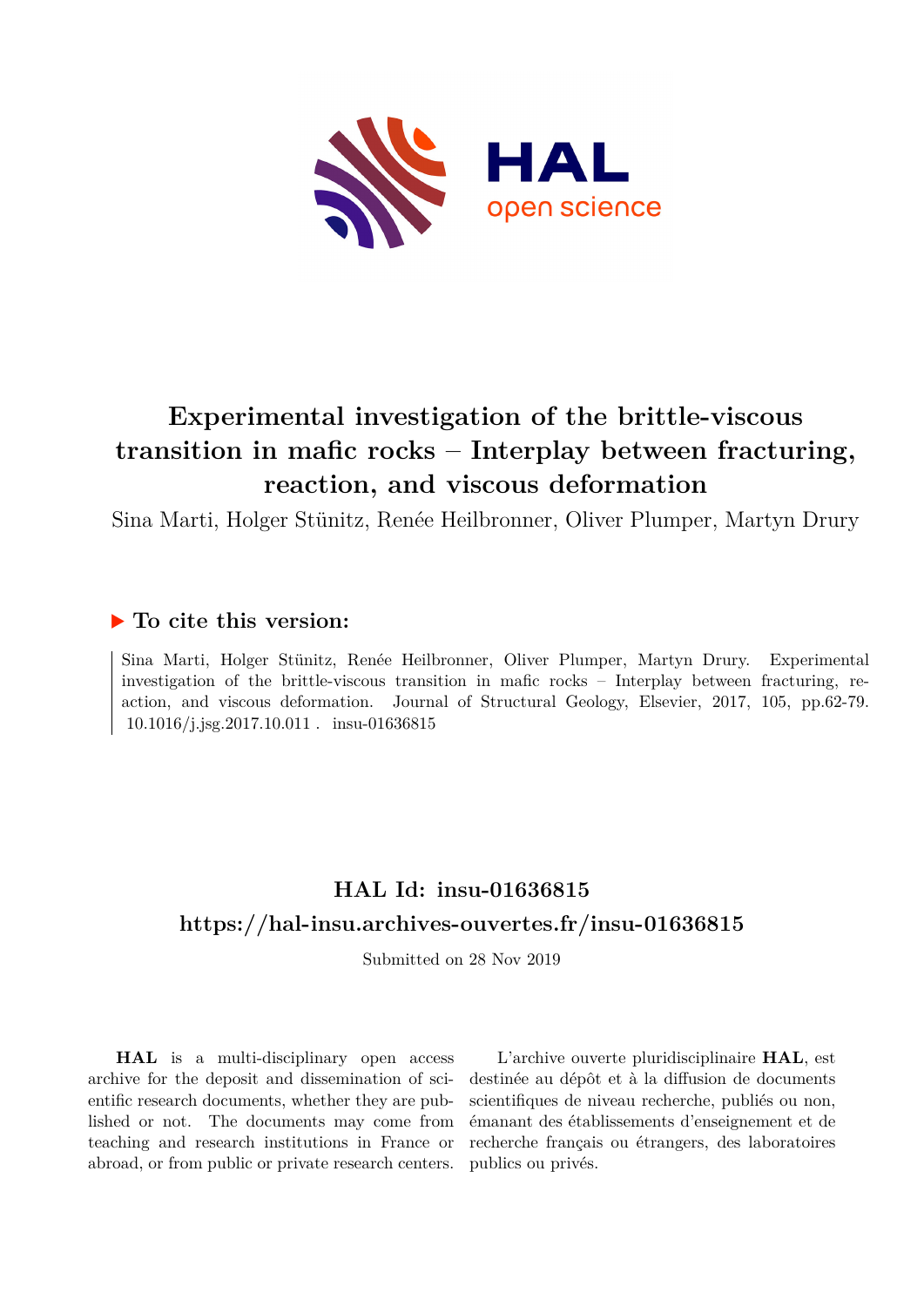# Experimental investigation of the brittle-viscous transition in mafic rocks – Interplay between fracturing, reaction, and viscous deformation

Sina Marti, Holger Stünitz, Renée Heilbronner, Oliver Plumper, Martyn Drury

## ▶ To cite this version:

Sina Marti, Holger Stünitz, Renée Heilbronner, Oliver Plumper, Martyn Drury. Experimental investigation of the brittle-viscous transition in mafic rocks – Interplay between fracturing, reaction, and viscous deformation. Journal of Structural Geology, Elsevier, 2017, 105, pp.62-79. 10.1016/j.jsg.2017.10.011 . insu-01636815

## HAL Id: insu-01636815

## https://hal-insu.archives-ouvertes.fr/insu-01636815

Submitted on 28 Nov 2019

**HAL** is a multi-disciplinary open access archive for the deposit and dissemination of scientific research documents, whether they are published or not. The documents may come from teaching and research institutions in France or abroad, or from public or private research centers.

L'archive ouverte pluridisciplinaire **HAL**, est destinée au dépôt et à la diffusion de documents scientifiques de niveau recherche, publiés ou non, émanant des établissements d'enseignement et de recherche français ou étrangers, des laboratoires publics ou privés.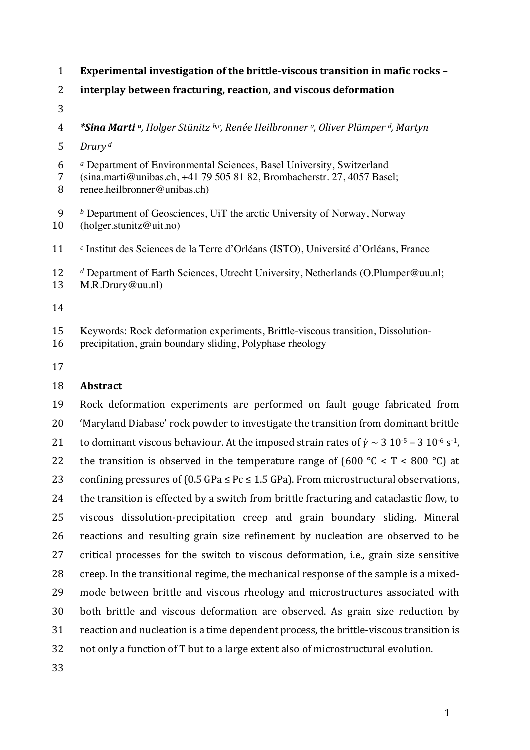# Experimental investigation of the brittle-viscous transition in mafic rocks – interplay between fracturing, reaction, and viscous deformation

***Sina Marti** [a], *Holger Stünitz* [b,c], *Renée Heilbronner* [a], *Oliver Plümper* [d], *Martyn Drury* [d]*

[a] Department of Environmental Sciences, Basel University, Switzerland (sina.marti@unibas.ch, +41 79 505 81 82, Brombacherstr. 27, 4057 Basel; renee.heilbronner@unibas.ch)

[b] Department of Geosciences, UiT the arctic University of Norway, Norway (holger.stunitz@uit.no)

[c] Institut des Sciences de la Terre d'Orléans (ISTO), Université d'Orléans, France

[d] Department of Earth Sciences, Utrecht University, Netherlands (O.Plumper@uu.nl; M.R.Drury@uu.nl)

Keywords: Rock deformation experiments, Brittle-viscous transition, Dissolution-precipitation, grain boundary sliding, Polyphase rheology

## Abstract

Rock deformation experiments are performed on fault gouge fabricated from 'Maryland Diabase' rock powder to investigate the transition from dominant brittle to dominant viscous behaviour. At the imposed strain rates of $\dot{\gamma} \sim 3\ 10^{-5} – 3\ 10^{-6}\ s^{-1}$, the transition is observed in the temperature range of (600 °C < T < 800 °C) at confining pressures of (0.5 GPa ≤ Pc ≤ 1.5 GPa). From microstructural observations, the transition is effected by a switch from brittle fracturing and cataclastic flow, to viscous dissolution-precipitation creep and grain boundary sliding. Mineral reactions and resulting grain size refinement by nucleation are observed to be critical processes for the switch to viscous deformation, i.e., grain size sensitive creep. In the transitional regime, the mechanical response of the sample is a mixed-mode between brittle and viscous rheology and microstructures associated with both brittle and viscous deformation are observed. As grain size reduction by reaction and nucleation is a time dependent process, the brittle-viscous transition is not only a function of T but to a large extent also of microstructural evolution.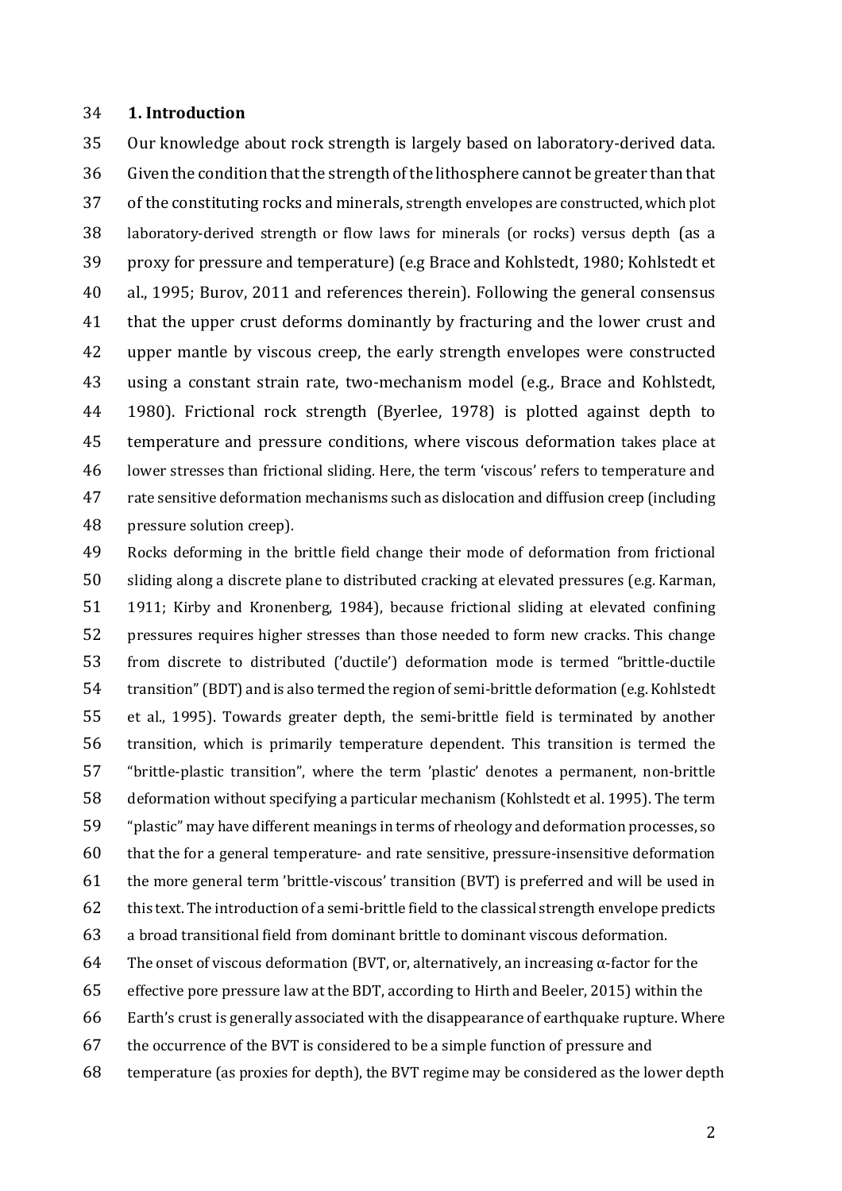## 1. Introduction

Our knowledge about rock strength is largely based on laboratory-derived data. Given the condition that the strength of the lithosphere cannot be greater than that of the constituting rocks and minerals, strength envelopes are constructed, which plot laboratory-derived strength or flow laws for minerals (or rocks) versus depth (as a proxy for pressure and temperature) (e.g Brace and Kohlstedt, 1980; Kohlstedt et al., 1995; Burov, 2011 and references therein). Following the general consensus that the upper crust deforms dominantly by fracturing and the lower crust and upper mantle by viscous creep, the early strength envelopes were constructed using a constant strain rate, two-mechanism model (e.g., Brace and Kohlstedt, 1980). Frictional rock strength (Byerlee, 1978) is plotted against depth to temperature and pressure conditions, where viscous deformation takes place at lower stresses than frictional sliding. Here, the term 'viscous' refers to temperature and rate sensitive deformation mechanisms such as dislocation and diffusion creep (including pressure solution creep).

Rocks deforming in the brittle field change their mode of deformation from frictional sliding along a discrete plane to distributed cracking at elevated pressures (e.g. Karman, 1911; Kirby and Kronenberg, 1984), because frictional sliding at elevated confining pressures requires higher stresses than those needed to form new cracks. This change from discrete to distributed ('ductile') deformation mode is termed "brittle-ductile transition" (BDT) and is also termed the region of semi-brittle deformation (e.g. Kohlstedt et al., 1995). Towards greater depth, the semi-brittle field is terminated by another transition, which is primarily temperature dependent. This transition is termed the "brittle-plastic transition", where the term 'plastic' denotes a permanent, non-brittle deformation without specifying a particular mechanism (Kohlstedt et al. 1995). The term "plastic" may have different meanings in terms of rheology and deformation processes, so that the for a general temperature- and rate sensitive, pressure-insensitive deformation the more general term 'brittle-viscous' transition (BVT) is preferred and will be used in this text. The introduction of a semi-brittle field to the classical strength envelope predicts a broad transitional field from dominant brittle to dominant viscous deformation.

The onset of viscous deformation (BVT, or, alternatively, an increasing α-factor for the effective pore pressure law at the BDT, according to Hirth and Beeler, 2015) within the Earth's crust is generally associated with the disappearance of earthquake rupture. Where the occurrence of the BVT is considered to be a simple function of pressure and temperature (as proxies for depth), the BVT regime may be considered as the lower depth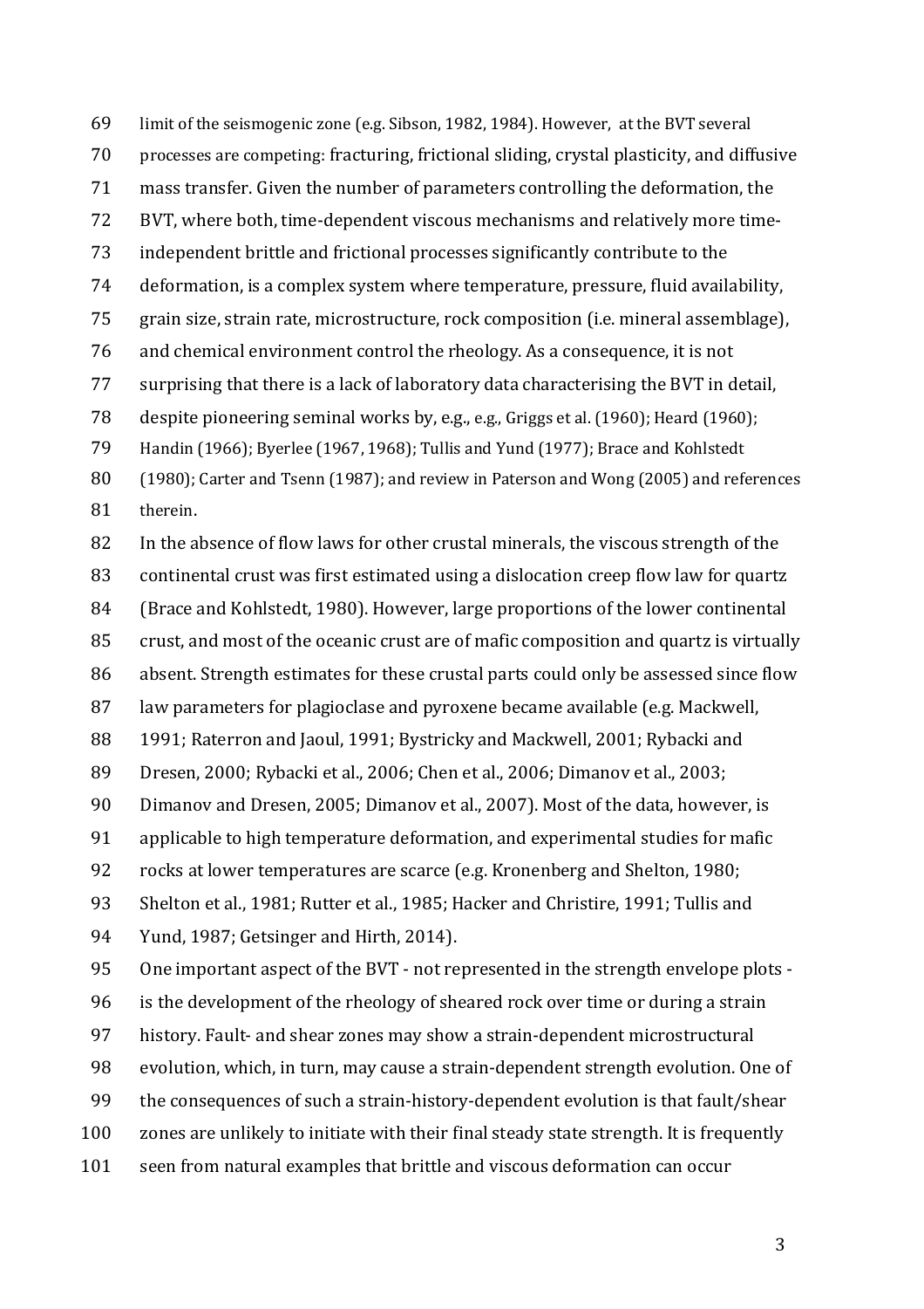limit of the seismogenic zone (e.g. Sibson, 1982, 1984). However, at the BVT several processes are competing: fracturing, frictional sliding, crystal plasticity, and diffusive mass transfer. Given the number of parameters controlling the deformation, the BVT, where both, time-dependent viscous mechanisms and relatively more time-independent brittle and frictional processes significantly contribute to the deformation, is a complex system where temperature, pressure, fluid availability, grain size, strain rate, microstructure, rock composition (i.e. mineral assemblage), and chemical environment control the rheology. As a consequence, it is not surprising that there is a lack of laboratory data characterising the BVT in detail, despite pioneering seminal works by, e.g., e.g., Griggs et al. (1960); Heard (1960); Handin (1966); Byerlee (1967, 1968); Tullis and Yund (1977); Brace and Kohlstedt (1980); Carter and Tsenn (1987); and review in Paterson and Wong (2005) and references therein.

In the absence of flow laws for other crustal minerals, the viscous strength of the continental crust was first estimated using a dislocation creep flow law for quartz (Brace and Kohlstedt, 1980). However, large proportions of the lower continental crust, and most of the oceanic crust are of mafic composition and quartz is virtually absent. Strength estimates for these crustal parts could only be assessed since flow law parameters for plagioclase and pyroxene became available (e.g. Mackwell, 1991; Raterron and Jaoul, 1991; Bystricky and Mackwell, 2001; Rybacki and Dresen, 2000; Rybacki et al., 2006; Chen et al., 2006; Dimanov et al., 2003; Dimanov and Dresen, 2005; Dimanov et al., 2007). Most of the data, however, is applicable to high temperature deformation, and experimental studies for mafic rocks at lower temperatures are scarce (e.g. Kronenberg and Shelton, 1980; Shelton et al., 1981; Rutter et al., 1985; Hacker and Christire, 1991; Tullis and Yund, 1987; Getsinger and Hirth, 2014).

One important aspect of the BVT - not represented in the strength envelope plots - is the development of the rheology of sheared rock over time or during a strain history. Fault- and shear zones may show a strain-dependent microstructural evolution, which, in turn, may cause a strain-dependent strength evolution. One of the consequences of such a strain-history-dependent evolution is that fault/shear zones are unlikely to initiate with their final steady state strength. It is frequently seen from natural examples that brittle and viscous deformation can occur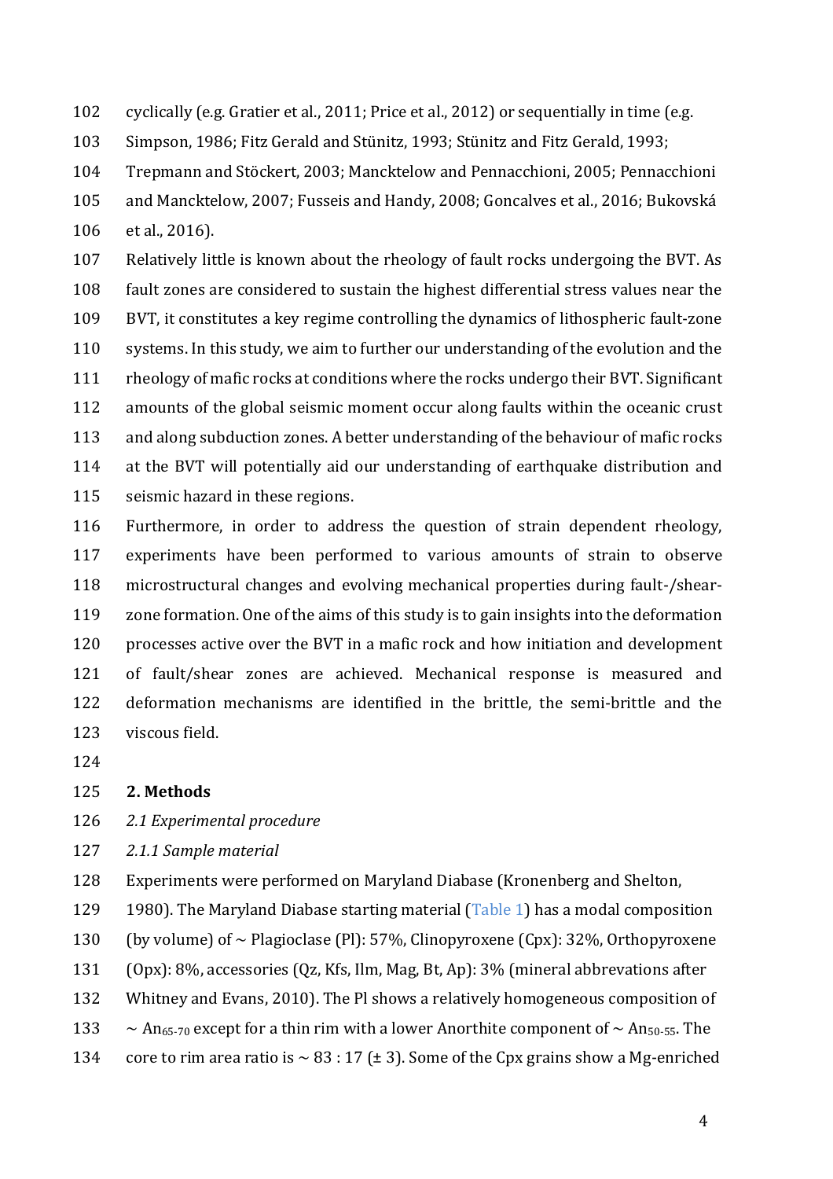cyclically (e.g. Gratier et al., 2011; Price et al., 2012) or sequentially in time (e.g. Simpson, 1986; Fitz Gerald and Stünitz, 1993; Stünitz and Fitz Gerald, 1993; Trepmann and Stöckert, 2003; Mancktelow and Pennacchioni, 2005; Pennacchioni and Mancktelow, 2007; Fusseis and Handy, 2008; Goncalves et al., 2016; Bukovská et al., 2016).

Relatively little is known about the rheology of fault rocks undergoing the BVT. As fault zones are considered to sustain the highest differential stress values near the BVT, it constitutes a key regime controlling the dynamics of lithospheric fault-zone systems. In this study, we aim to further our understanding of the evolution and the rheology of mafic rocks at conditions where the rocks undergo their BVT. Significant amounts of the global seismic moment occur along faults within the oceanic crust and along subduction zones. A better understanding of the behaviour of mafic rocks at the BVT will potentially aid our understanding of earthquake distribution and seismic hazard in these regions.

Furthermore, in order to address the question of strain dependent rheology, experiments have been performed to various amounts of strain to observe microstructural changes and evolving mechanical properties during fault-/shear-zone formation. One of the aims of this study is to gain insights into the deformation processes active over the BVT in a mafic rock and how initiation and development of fault/shear zones are achieved. Mechanical response is measured and deformation mechanisms are identified in the brittle, the semi-brittle and the viscous field.

## 2. Methods

### *2.1 Experimental procedure*

#### *2.1.1 Sample material*

Experiments were performed on Maryland Diabase (Kronenberg and Shelton, 1980). The Maryland Diabase starting material (Table 1) has a modal composition (by volume) of ~ Plagioclase (Pl): 57%, Clinopyroxene (Cpx): 32%, Orthopyroxene (Opx): 8%, accessories (Qz, Kfs, Ilm, Mag, Bt, Ap): 3% (mineral abbrevations after Whitney and Evans, 2010). The Pl shows a relatively homogeneous composition of ~ $An_{65-70}$ except for a thin rim with a lower Anorthite component of ~ $An_{50-55}$. The core to rim area ratio is ~ 83 : 17 (± 3). Some of the Cpx grains show a Mg-enriched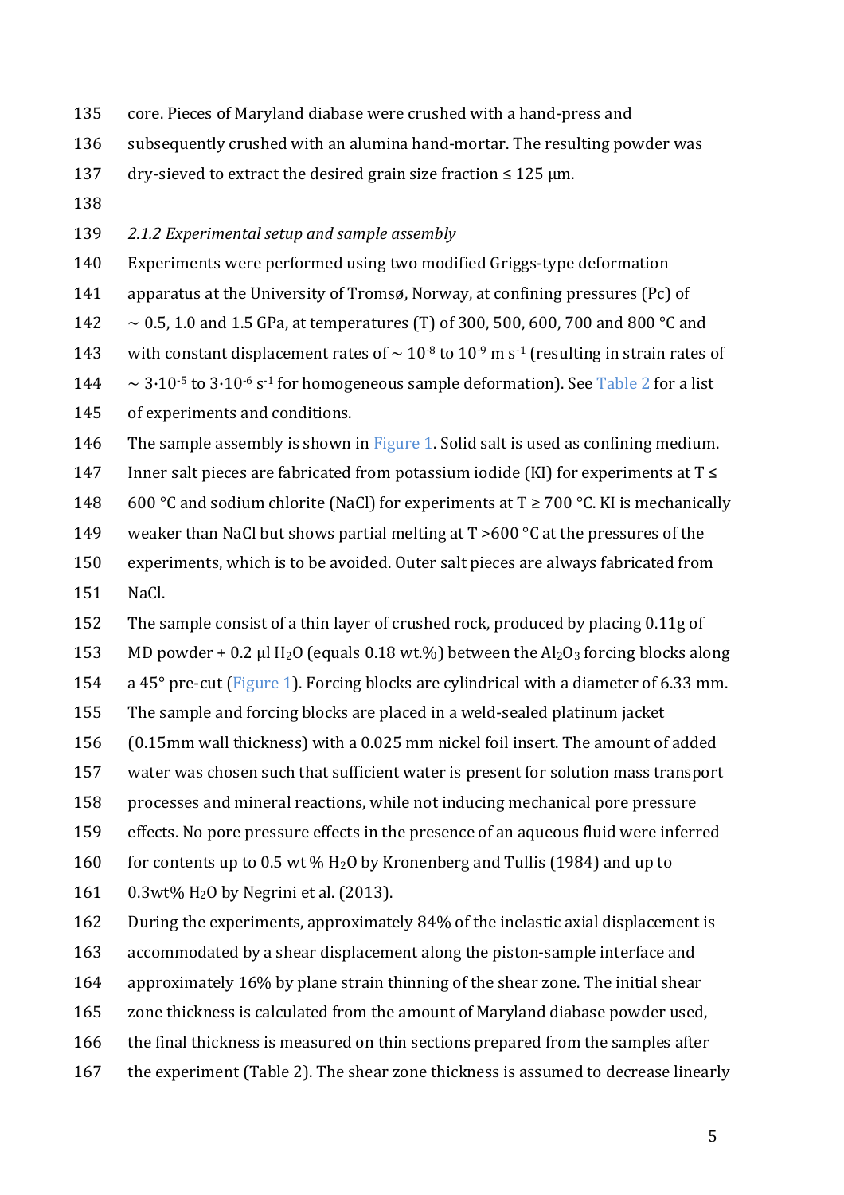core. Pieces of Maryland diabase were crushed with a hand-press and subsequently crushed with an alumina hand-mortar. The resulting powder was dry-sieved to extract the desired grain size fraction ≤ 125 μm.

*2.1.2 Experimental setup and sample assembly*

Experiments were performed using two modified Griggs-type deformation apparatus at the University of Tromsø, Norway, at confining pressures (Pc) of ~ 0.5, 1.0 and 1.5 GPa, at temperatures (T) of 300, 500, 600, 700 and 800 °C and with constant displacement rates of ~ $10^{-8}$ to $10^{-9}$ m $s^{-1}$ (resulting in strain rates of ~ $3 \cdot 10^{-5}$ to $3 \cdot 10^{-6}$ $s^{-1}$ for homogeneous sample deformation). See Table 2 for a list of experiments and conditions.

The sample assembly is shown in Figure 1. Solid salt is used as confining medium. Inner salt pieces are fabricated from potassium iodide (KI) for experiments at T ≤ 600 °C and sodium chlorite (NaCl) for experiments at T ≥ 700 °C. KI is mechanically weaker than NaCl but shows partial melting at T >600 °C at the pressures of the experiments, which is to be avoided. Outer salt pieces are always fabricated from NaCl.

The sample consist of a thin layer of crushed rock, produced by placing 0.11g of MD powder + 0.2 μl $H_2O$ (equals 0.18 wt.%) between the $Al_2O_3$ forcing blocks along a 45° pre-cut (Figure 1). Forcing blocks are cylindrical with a diameter of 6.33 mm. The sample and forcing blocks are placed in a weld-sealed platinum jacket (0.15mm wall thickness) with a 0.025 mm nickel foil insert. The amount of added water was chosen such that sufficient water is present for solution mass transport processes and mineral reactions, while not inducing mechanical pore pressure effects. No pore pressure effects in the presence of an aqueous fluid were inferred for contents up to 0.5 wt % $H_2O$ by Kronenberg and Tullis (1984) and up to 0.3wt% $H_2O$ by Negrini et al. (2013).

During the experiments, approximately 84% of the inelastic axial displacement is accommodated by a shear displacement along the piston-sample interface and approximately 16% by plane strain thinning of the shear zone. The initial shear zone thickness is calculated from the amount of Maryland diabase powder used, the final thickness is measured on thin sections prepared from the samples after the experiment (Table 2). The shear zone thickness is assumed to decrease linearly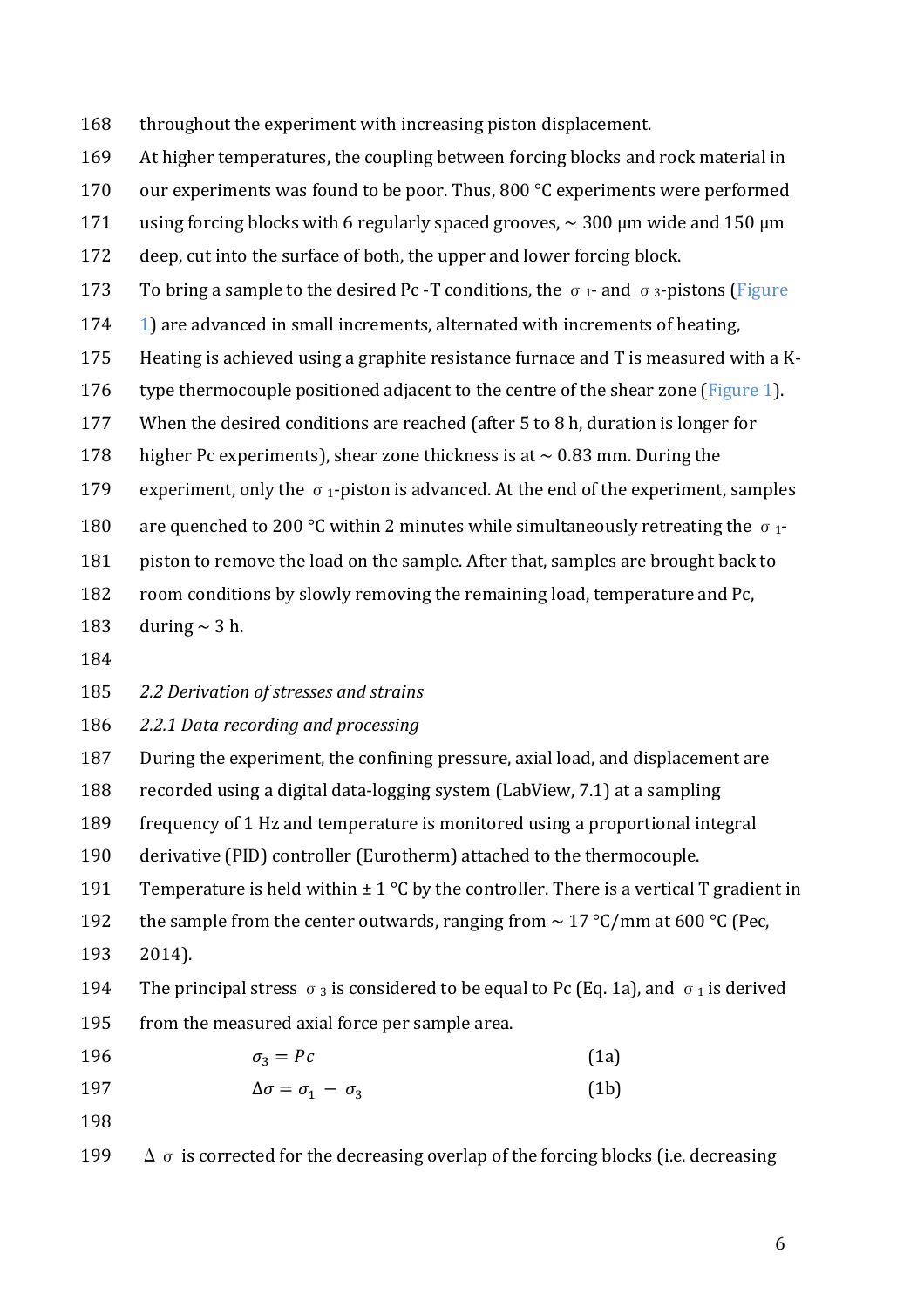throughout the experiment with increasing piston displacement.

At higher temperatures, the coupling between forcing blocks and rock material in our experiments was found to be poor. Thus, 800 °C experiments were performed using forcing blocks with 6 regularly spaced grooves, ~ 300 μm wide and 150 μm deep, cut into the surface of both, the upper and lower forcing block.

To bring a sample to the desired Pc -T conditions, the $\sigma_1$- and $\sigma_3$-pistons (Figure 1) are advanced in small increments, alternated with increments of heating, Heating is achieved using a graphite resistance furnace and T is measured with a K-type thermocouple positioned adjacent to the centre of the shear zone (Figure 1). When the desired conditions are reached (after 5 to 8 h, duration is longer for higher Pc experiments), shear zone thickness is at ~ 0.83 mm. During the experiment, only the $\sigma_1$-piston is advanced. At the end of the experiment, samples are quenched to 200 °C within 2 minutes while simultaneously retreating the $\sigma_1$-piston to remove the load on the sample. After that, samples are brought back to room conditions by slowly removing the remaining load, temperature and Pc, during ~ 3 h.

*2.2 Derivation of stresses and strains*

*2.2.1 Data recording and processing*

During the experiment, the confining pressure, axial load, and displacement are recorded using a digital data-logging system (LabView, 7.1) at a sampling frequency of 1 Hz and temperature is monitored using a proportional integral derivative (PID) controller (Eurotherm) attached to the thermocouple. Temperature is held within ± 1 °C by the controller. There is a vertical T gradient in the sample from the center outwards, ranging from ~ 17 °C/mm at 600 °C (Pec, 2014).

The principal stress $\sigma_3$ is considered to be equal to Pc (Eq. 1a), and $\sigma_1$ is derived from the measured axial force per sample area.

$$\sigma_3 = Pc \tag{1a}$$

$$\Delta\sigma = \sigma_1 - \sigma_3 \tag{1b}$$

$\Delta\sigma$ is corrected for the decreasing overlap of the forcing blocks (i.e. decreasing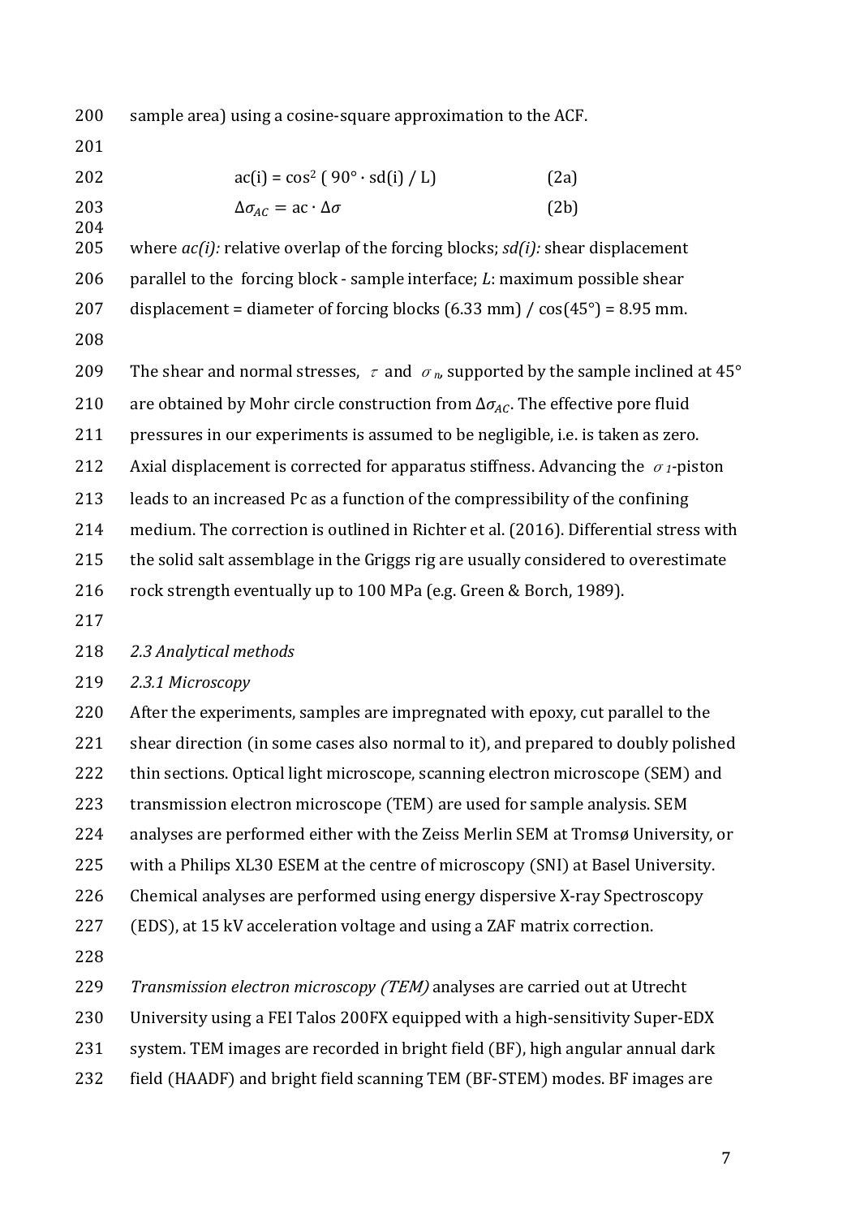sample area) using a cosine-square approximation to the ACF.

$$\mathrm{ac(i)} = \cos^2 ( 90° \cdot \mathrm{sd(i)} / \mathrm{L}) \quad (2a)$$

$$\Delta\sigma_{AC} = \mathrm{ac} \cdot \Delta\sigma \quad (2b)$$

where *ac(i):* relative overlap of the forcing blocks; *sd(i):* shear displacement parallel to the forcing block - sample interface; *L*: maximum possible shear displacement = diameter of forcing blocks (6.33 mm) / cos(45°) = 8.95 mm.

The shear and normal stresses, $\tau$ and $\sigma_n$, supported by the sample inclined at 45° are obtained by Mohr circle construction from $\Delta\sigma_{AC}$. The effective pore fluid pressures in our experiments is assumed to be negligible, i.e. is taken as zero. Axial displacement is corrected for apparatus stiffness. Advancing the $\sigma_1$-piston leads to an increased Pc as a function of the compressibility of the confining medium. The correction is outlined in Richter et al. (2016). Differential stress with the solid salt assemblage in the Griggs rig are usually considered to overestimate rock strength eventually up to 100 MPa (e.g. Green & Borch, 1989).

*2.3 Analytical methods*

*2.3.1 Microscopy*

After the experiments, samples are impregnated with epoxy, cut parallel to the shear direction (in some cases also normal to it), and prepared to doubly polished thin sections. Optical light microscope, scanning electron microscope (SEM) and transmission electron microscope (TEM) are used for sample analysis. SEM analyses are performed either with the Zeiss Merlin SEM at Tromsø University, or with a Philips XL30 ESEM at the centre of microscopy (SNI) at Basel University. Chemical analyses are performed using energy dispersive X-ray Spectroscopy (EDS), at 15 kV acceleration voltage and using a ZAF matrix correction.

*Transmission electron microscopy (TEM)* analyses are carried out at Utrecht University using a FEI Talos 200FX equipped with a high-sensitivity Super-EDX system. TEM images are recorded in bright field (BF), high angular annual dark field (HAADF) and bright field scanning TEM (BF-STEM) modes. BF images are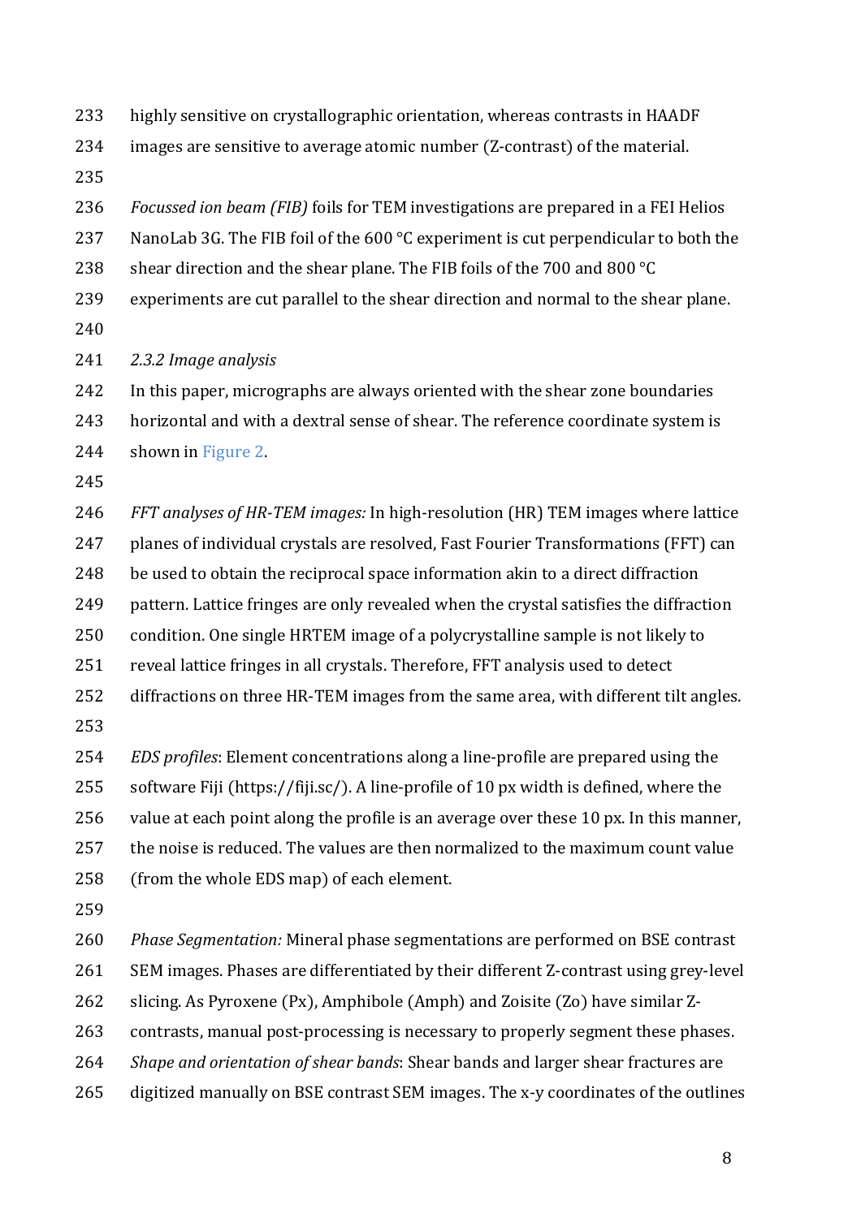highly sensitive on crystallographic orientation, whereas contrasts in HAADF images are sensitive to average atomic number (Z-contrast) of the material.

*Focussed ion beam (FIB)* foils for TEM investigations are prepared in a FEI Helios NanoLab 3G. The FIB foil of the 600 °C experiment is cut perpendicular to both the shear direction and the shear plane. The FIB foils of the 700 and 800 °C experiments are cut parallel to the shear direction and normal to the shear plane.

*2.3.2 Image analysis*

In this paper, micrographs are always oriented with the shear zone boundaries horizontal and with a dextral sense of shear. The reference coordinate system is shown in Figure 2.

*FFT analyses of HR-TEM images:* In high-resolution (HR) TEM images where lattice planes of individual crystals are resolved, Fast Fourier Transformations (FFT) can be used to obtain the reciprocal space information akin to a direct diffraction pattern. Lattice fringes are only revealed when the crystal satisfies the diffraction condition. One single HRTEM image of a polycrystalline sample is not likely to reveal lattice fringes in all crystals. Therefore, FFT analysis used to detect diffractions on three HR-TEM images from the same area, with different tilt angles.

*EDS profiles*: Element concentrations along a line-profile are prepared using the software Fiji (https://fiji.sc/). A line-profile of 10 px width is defined, where the value at each point along the profile is an average over these 10 px. In this manner, the noise is reduced. The values are then normalized to the maximum count value (from the whole EDS map) of each element.

*Phase Segmentation:* Mineral phase segmentations are performed on BSE contrast SEM images. Phases are differentiated by their different Z-contrast using grey-level slicing. As Pyroxene (Px), Amphibole (Amph) and Zoisite (Zo) have similar Z-contrasts, manual post-processing is necessary to properly segment these phases.

*Shape and orientation of shear bands*: Shear bands and larger shear fractures are digitized manually on BSE contrast SEM images. The x-y coordinates of the outlines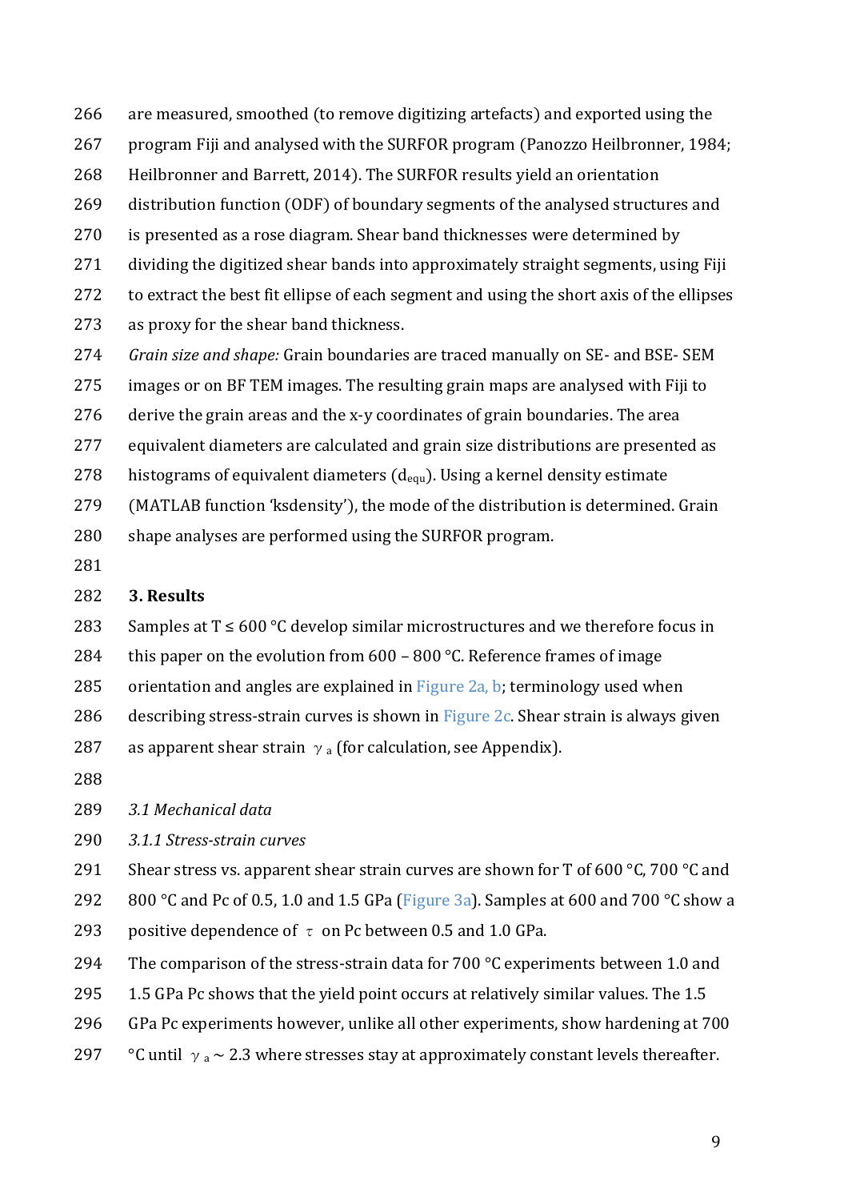are measured, smoothed (to remove digitizing artefacts) and exported using the program Fiji and analysed with the SURFOR program (Panozzo Heilbronner, 1984; Heilbronner and Barrett, 2014). The SURFOR results yield an orientation distribution function (ODF) of boundary segments of the analysed structures and is presented as a rose diagram. Shear band thicknesses were determined by dividing the digitized shear bands into approximately straight segments, using Fiji to extract the best fit ellipse of each segment and using the short axis of the ellipses as proxy for the shear band thickness.

*Grain size and shape:* Grain boundaries are traced manually on SE- and BSE- SEM images or on BF TEM images. The resulting grain maps are analysed with Fiji to derive the grain areas and the x-y coordinates of grain boundaries. The area equivalent diameters are calculated and grain size distributions are presented as histograms of equivalent diameters ($d_{equ}$). Using a kernel density estimate (MATLAB function 'ksdensity'), the mode of the distribution is determined. Grain shape analyses are performed using the SURFOR program.

## 3. Results

Samples at T ≤ 600 °C develop similar microstructures and we therefore focus in this paper on the evolution from 600 – 800 °C. Reference frames of image orientation and angles are explained in Figure 2a, b; terminology used when describing stress-strain curves is shown in Figure 2c. Shear strain is always given as apparent shear strain $\gamma_a$ (for calculation, see Appendix).

### *3.1 Mechanical data*

#### *3.1.1 Stress-strain curves*

Shear stress vs. apparent shear strain curves are shown for T of 600 °C, 700 °C and 800 °C and Pc of 0.5, 1.0 and 1.5 GPa (Figure 3a). Samples at 600 and 700 °C show a positive dependence of $\tau$ on Pc between 0.5 and 1.0 GPa.

The comparison of the stress-strain data for 700 °C experiments between 1.0 and 1.5 GPa Pc shows that the yield point occurs at relatively similar values. The 1.5 GPa Pc experiments however, unlike all other experiments, show hardening at 700 °C until $\gamma_a \sim 2.3$ where stresses stay at approximately constant levels thereafter.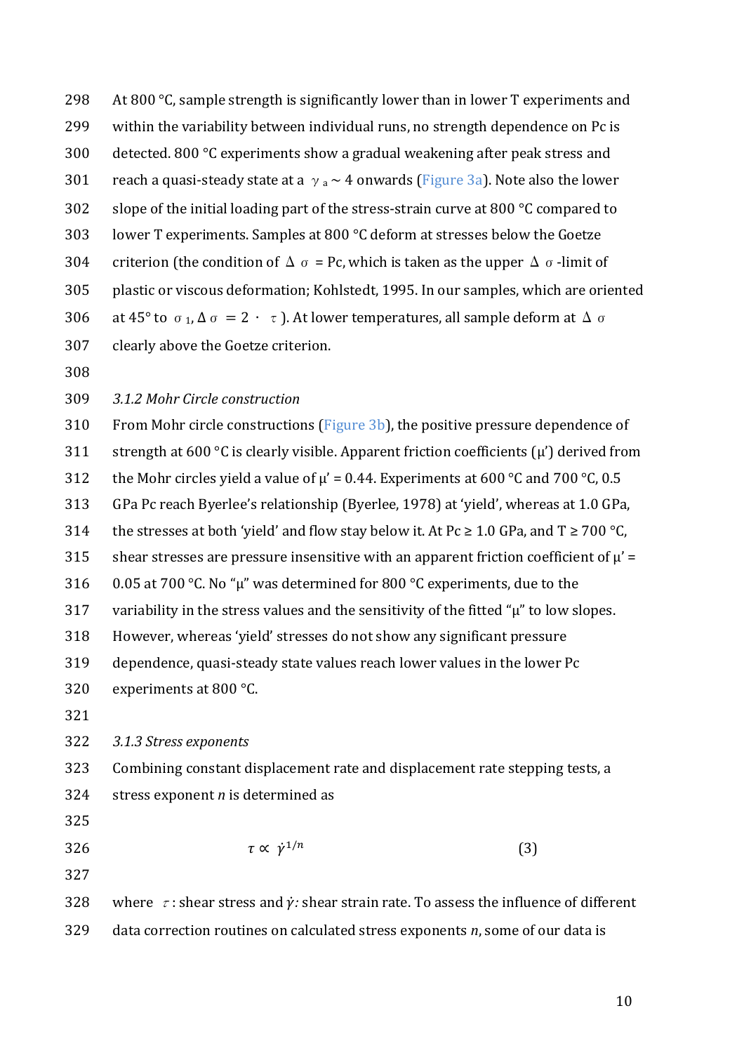At 800 °C, sample strength is significantly lower than in lower T experiments and within the variability between individual runs, no strength dependence on Pc is detected. 800 °C experiments show a gradual weakening after peak stress and reach a quasi-steady state at a $\gamma_a \sim 4$ onwards (Figure 3a). Note also the lower slope of the initial loading part of the stress-strain curve at 800 °C compared to lower T experiments. Samples at 800 °C deform at stresses below the Goetze criterion (the condition of $\Delta\sigma$ = Pc, which is taken as the upper $\Delta\sigma$-limit of plastic or viscous deformation; Kohlstedt, 1995. In our samples, which are oriented at 45° to $\sigma_1$, $\Delta\sigma = 2 \cdot \tau$). At lower temperatures, all sample deform at $\Delta\sigma$ clearly above the Goetze criterion.

### *3.1.2 Mohr Circle construction*

From Mohr circle constructions (Figure 3b), the positive pressure dependence of strength at 600 °C is clearly visible. Apparent friction coefficients (μ') derived from the Mohr circles yield a value of μ' = 0.44. Experiments at 600 °C and 700 °C, 0.5 GPa Pc reach Byerlee's relationship (Byerlee, 1978) at 'yield', whereas at 1.0 GPa, the stresses at both 'yield' and flow stay below it. At Pc ≥ 1.0 GPa, and T ≥ 700 °C, shear stresses are pressure insensitive with an apparent friction coefficient of μ' = 0.05 at 700 °C. No "μ" was determined for 800 °C experiments, due to the variability in the stress values and the sensitivity of the fitted "μ" to low slopes. However, whereas 'yield' stresses do not show any significant pressure dependence, quasi-steady state values reach lower values in the lower Pc experiments at 800 °C.

### *3.1.3 Stress exponents*

Combining constant displacement rate and displacement rate stepping tests, a stress exponent *n* is determined as

$$\tau \propto \dot{\gamma}^{1/n} \qquad (3)$$

where $\tau$: shear stress and $\dot{\gamma}$: shear strain rate. To assess the influence of different data correction routines on calculated stress exponents *n*, some of our data is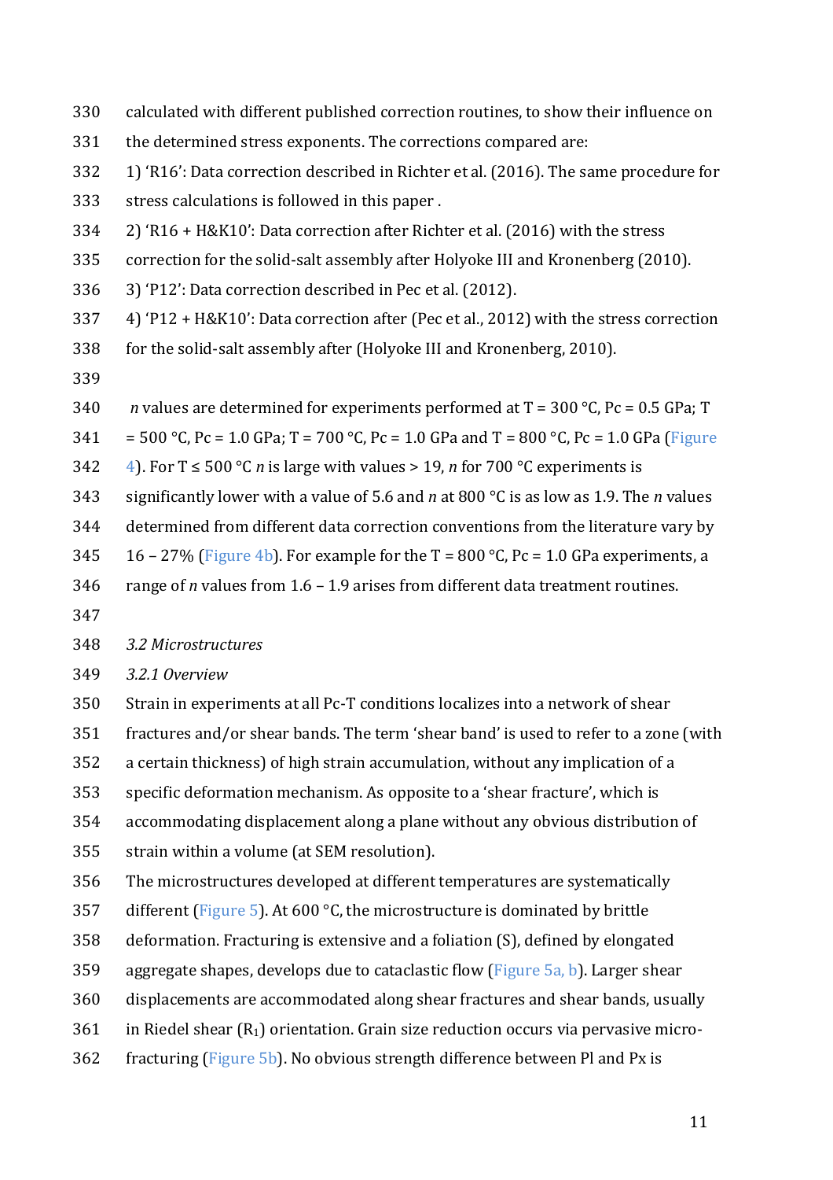calculated with different published correction routines, to show their influence on the determined stress exponents. The corrections compared are:

1) 'R16': Data correction described in Richter et al. (2016). The same procedure for stress calculations is followed in this paper .
2) 'R16 + H&K10': Data correction after Richter et al. (2016) with the stress correction for the solid-salt assembly after Holyoke III and Kronenberg (2010).
3) 'P12': Data correction described in Pec et al. (2012).
4) 'P12 + H&K10': Data correction after (Pec et al., 2012) with the stress correction for the solid-salt assembly after (Holyoke III and Kronenberg, 2010).

*n* values are determined for experiments performed at T = 300 °C, Pc = 0.5 GPa; T = 500 °C, Pc = 1.0 GPa; T = 700 °C, Pc = 1.0 GPa and T = 800 °C, Pc = 1.0 GPa (Figure 4). For T ≤ 500 °C *n* is large with values > 19, *n* for 700 °C experiments is significantly lower with a value of 5.6 and *n* at 800 °C is as low as 1.9. The *n* values determined from different data correction conventions from the literature vary by 16 – 27% (Figure 4b). For example for the T = 800 °C, Pc = 1.0 GPa experiments, a range of *n* values from 1.6 – 1.9 arises from different data treatment routines.

### *3.2 Microstructures*

#### *3.2.1 Overview*

Strain in experiments at all Pc-T conditions localizes into a network of shear fractures and/or shear bands. The term 'shear band' is used to refer to a zone (with a certain thickness) of high strain accumulation, without any implication of a specific deformation mechanism. As opposite to a 'shear fracture', which is accommodating displacement along a plane without any obvious distribution of strain within a volume (at SEM resolution).

The microstructures developed at different temperatures are systematically different (Figure 5). At 600 °C, the microstructure is dominated by brittle deformation. Fracturing is extensive and a foliation (S), defined by elongated aggregate shapes, develops due to cataclastic flow (Figure 5a, b). Larger shear displacements are accommodated along shear fractures and shear bands, usually in Riedel shear ($R_1$) orientation. Grain size reduction occurs via pervasive micro-fracturing (Figure 5b). No obvious strength difference between Pl and Px is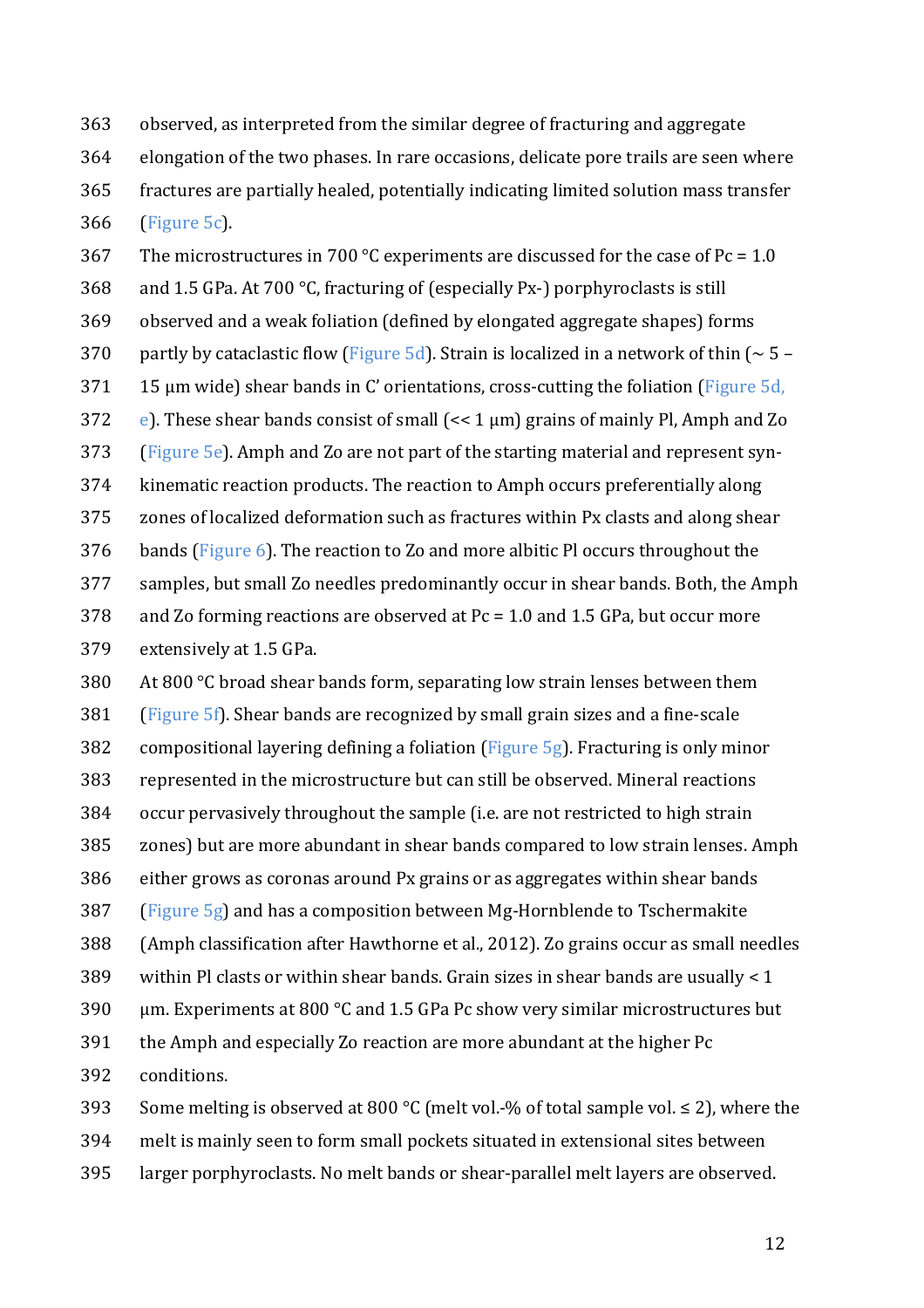observed, as interpreted from the similar degree of fracturing and aggregate elongation of the two phases. In rare occasions, delicate pore trails are seen where fractures are partially healed, potentially indicating limited solution mass transfer (Figure 5c).

The microstructures in 700 °C experiments are discussed for the case of Pc = 1.0 and 1.5 GPa. At 700 °C, fracturing of (especially Px-) porphyroclasts is still observed and a weak foliation (defined by elongated aggregate shapes) forms partly by cataclastic flow (Figure 5d). Strain is localized in a network of thin (~ 5 – 15 µm wide) shear bands in C' orientations, cross-cutting the foliation (Figure 5d, e). These shear bands consist of small (<< 1 µm) grains of mainly Pl, Amph and Zo (Figure 5e). Amph and Zo are not part of the starting material and represent syn-kinematic reaction products. The reaction to Amph occurs preferentially along zones of localized deformation such as fractures within Px clasts and along shear bands (Figure 6). The reaction to Zo and more albitic Pl occurs throughout the samples, but small Zo needles predominantly occur in shear bands. Both, the Amph and Zo forming reactions are observed at Pc = 1.0 and 1.5 GPa, but occur more extensively at 1.5 GPa.

At 800 °C broad shear bands form, separating low strain lenses between them (Figure 5f). Shear bands are recognized by small grain sizes and a fine-scale compositional layering defining a foliation (Figure 5g). Fracturing is only minor represented in the microstructure but can still be observed. Mineral reactions occur pervasively throughout the sample (i.e. are not restricted to high strain zones) but are more abundant in shear bands compared to low strain lenses. Amph either grows as coronas around Px grains or as aggregates within shear bands (Figure 5g) and has a composition between Mg-Hornblende to Tschermakite (Amph classification after Hawthorne et al., 2012). Zo grains occur as small needles within Pl clasts or within shear bands. Grain sizes in shear bands are usually < 1 µm. Experiments at 800 °C and 1.5 GPa Pc show very similar microstructures but the Amph and especially Zo reaction are more abundant at the higher Pc conditions.

Some melting is observed at 800 °C (melt vol.-% of total sample vol. ≤ 2), where the melt is mainly seen to form small pockets situated in extensional sites between larger porphyroclasts. No melt bands or shear-parallel melt layers are observed.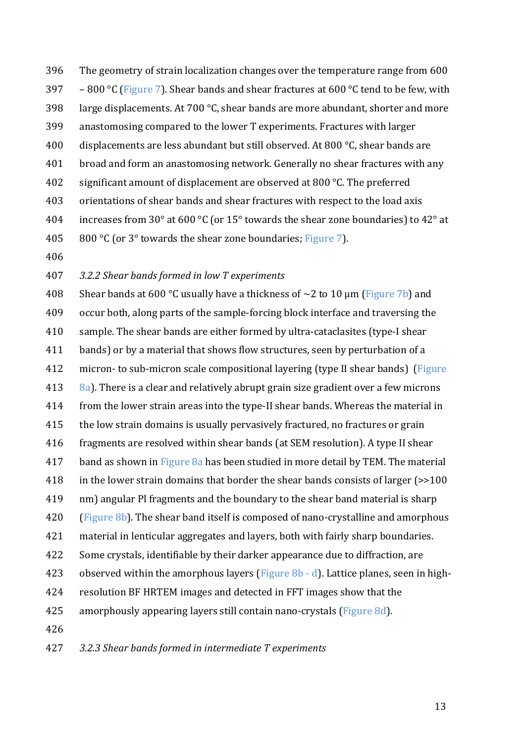The geometry of strain localization changes over the temperature range from 600 – 800 °C (Figure 7). Shear bands and shear fractures at 600 °C tend to be few, with large displacements. At 700 °C, shear bands are more abundant, shorter and more anastomosing compared to the lower T experiments. Fractures with larger displacements are less abundant but still observed. At 800 °C, shear bands are broad and form an anastomosing network. Generally no shear fractures with any significant amount of displacement are observed at 800 °C. The preferred orientations of shear bands and shear fractures with respect to the load axis increases from 30° at 600 °C (or 15° towards the shear zone boundaries) to 42° at 800 °C (or 3° towards the shear zone boundaries; Figure 7).

### *3.2.2 Shear bands formed in low T experiments*

Shear bands at 600 °C usually have a thickness of ~2 to 10 μm (Figure 7b) and occur both, along parts of the sample-forcing block interface and traversing the sample. The shear bands are either formed by ultra-cataclasites (type-I shear bands) or by a material that shows flow structures, seen by perturbation of a micron- to sub-micron scale compositional layering (type II shear bands) (Figure 8a). There is a clear and relatively abrupt grain size gradient over a few microns from the lower strain areas into the type-II shear bands. Whereas the material in the low strain domains is usually pervasively fractured, no fractures or grain fragments are resolved within shear bands (at SEM resolution). A type II shear band as shown in Figure 8a has been studied in more detail by TEM. The material in the lower strain domains that border the shear bands consists of larger (>>100 nm) angular Pl fragments and the boundary to the shear band material is sharp (Figure 8b). The shear band itself is composed of nano-crystalline and amorphous material in lenticular aggregates and layers, both with fairly sharp boundaries. Some crystals, identifiable by their darker appearance due to diffraction, are observed within the amorphous layers (Figure 8b - d). Lattice planes, seen in high-resolution BF HRTEM images and detected in FFT images show that the amorphously appearing layers still contain nano-crystals (Figure 8d).

### *3.2.3 Shear bands formed in intermediate T experiments*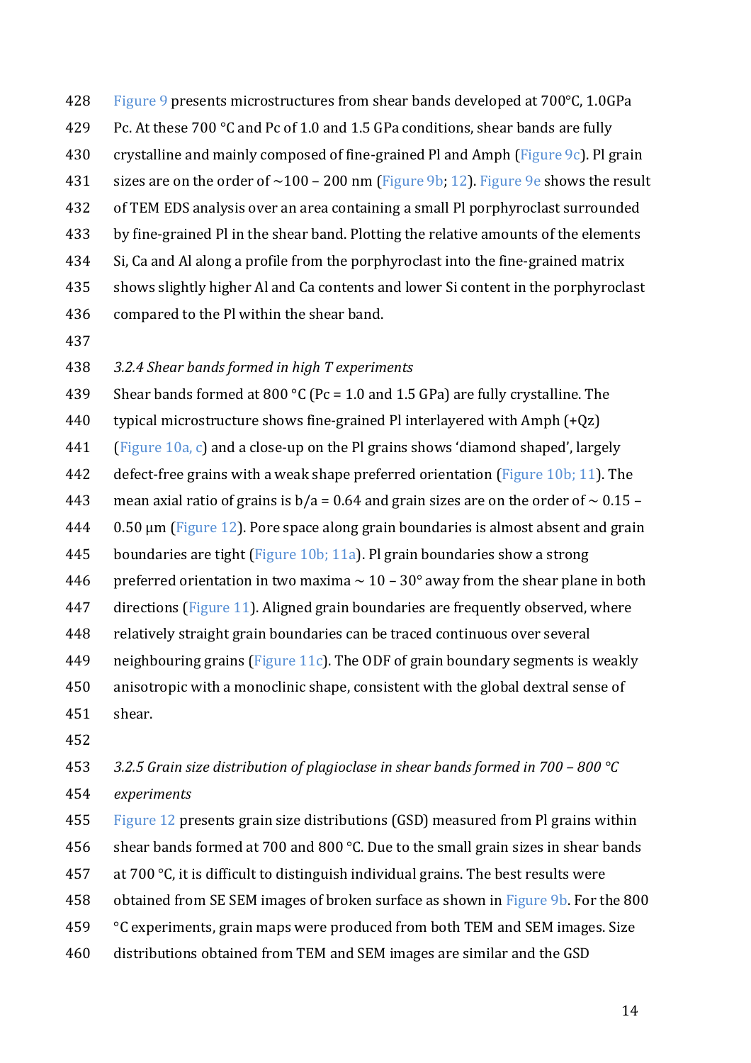Figure 9 presents microstructures from shear bands developed at 700°C, 1.0GPa Pc. At these 700 °C and Pc of 1.0 and 1.5 GPa conditions, shear bands are fully crystalline and mainly composed of fine-grained Pl and Amph (Figure 9c). Pl grain sizes are on the order of ~100 – 200 nm (Figure 9b; 12). Figure 9e shows the result of TEM EDS analysis over an area containing a small Pl porphyroclast surrounded by fine-grained Pl in the shear band. Plotting the relative amounts of the elements Si, Ca and Al along a profile from the porphyroclast into the fine-grained matrix shows slightly higher Al and Ca contents and lower Si content in the porphyroclast compared to the Pl within the shear band.

### *3.2.4 Shear bands formed in high T experiments*

Shear bands formed at 800 °C (Pc = 1.0 and 1.5 GPa) are fully crystalline. The typical microstructure shows fine-grained Pl interlayered with Amph (+Qz) (Figure 10a, c) and a close-up on the Pl grains shows 'diamond shaped', largely defect-free grains with a weak shape preferred orientation (Figure 10b; 11). The mean axial ratio of grains is b/a = 0.64 and grain sizes are on the order of ~ 0.15 – 0.50 µm (Figure 12). Pore space along grain boundaries is almost absent and grain boundaries are tight (Figure 10b; 11a). Pl grain boundaries show a strong preferred orientation in two maxima ~ 10 – 30° away from the shear plane in both directions (Figure 11). Aligned grain boundaries are frequently observed, where relatively straight grain boundaries can be traced continuous over several neighbouring grains (Figure 11c). The ODF of grain boundary segments is weakly anisotropic with a monoclinic shape, consistent with the global dextral sense of shear.

### *3.2.5 Grain size distribution of plagioclase in shear bands formed in 700 – 800 °C experiments*

Figure 12 presents grain size distributions (GSD) measured from Pl grains within shear bands formed at 700 and 800 °C. Due to the small grain sizes in shear bands at 700 °C, it is difficult to distinguish individual grains. The best results were obtained from SE SEM images of broken surface as shown in Figure 9b. For the 800 °C experiments, grain maps were produced from both TEM and SEM images. Size distributions obtained from TEM and SEM images are similar and the GSD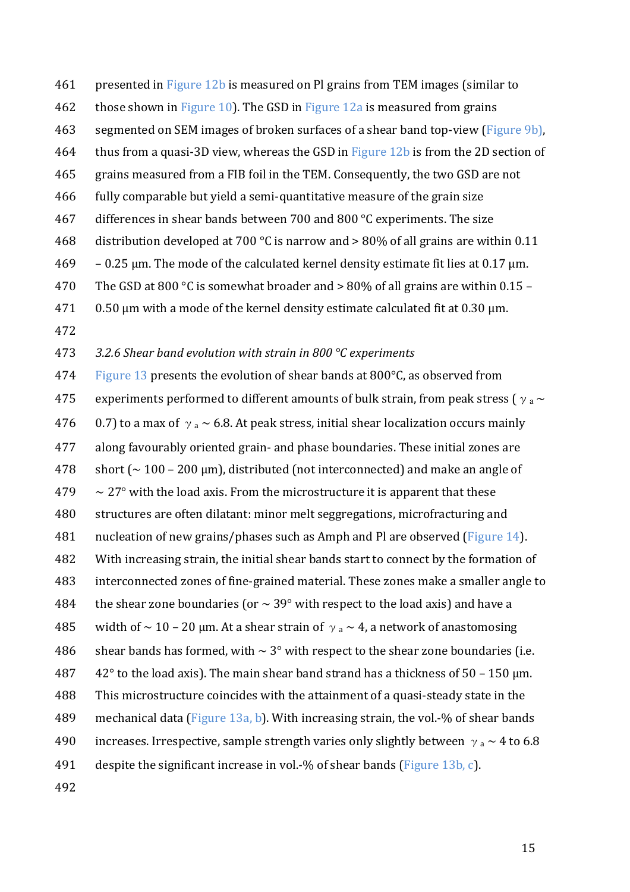presented in Figure 12b is measured on Pl grains from TEM images (similar to those shown in Figure 10). The GSD in Figure 12a is measured from grains segmented on SEM images of broken surfaces of a shear band top-view (Figure 9b), thus from a quasi-3D view, whereas the GSD in Figure 12b is from the 2D section of grains measured from a FIB foil in the TEM. Consequently, the two GSD are not fully comparable but yield a semi-quantitative measure of the grain size differences in shear bands between 700 and 800 °C experiments. The size distribution developed at 700 °C is narrow and > 80% of all grains are within 0.11 – 0.25 µm. The mode of the calculated kernel density estimate fit lies at 0.17 µm. The GSD at 800 °C is somewhat broader and > 80% of all grains are within 0.15 – 0.50 µm with a mode of the kernel density estimate calculated fit at 0.30 µm.

*3.2.6 Shear band evolution with strain in 800 °C experiments*

Figure 13 presents the evolution of shear bands at 800°C, as observed from experiments performed to different amounts of bulk strain, from peak stress ( $\gamma_a \sim 0.7$) to a max of $\gamma_a \sim 6.8$. At peak stress, initial shear localization occurs mainly along favourably oriented grain- and phase boundaries. These initial zones are short (~ 100 – 200 µm), distributed (not interconnected) and make an angle of ~ 27° with the load axis. From the microstructure it is apparent that these structures are often dilatant: minor melt seggregations, microfracturing and nucleation of new grains/phases such as Amph and Pl are observed (Figure 14). With increasing strain, the initial shear bands start to connect by the formation of interconnected zones of fine-grained material. These zones make a smaller angle to the shear zone boundaries (or ~ 39° with respect to the load axis) and have a width of ~ 10 – 20 µm. At a shear strain of $\gamma_a \sim 4$, a network of anastomosing shear bands has formed, with ~ 3° with respect to the shear zone boundaries (i.e. 42° to the load axis). The main shear band strand has a thickness of 50 – 150 µm. This microstructure coincides with the attainment of a quasi-steady state in the mechanical data (Figure 13a, b). With increasing strain, the vol.-% of shear bands increases. Irrespective, sample strength varies only slightly between $\gamma_a \sim 4$ to 6.8 despite the significant increase in vol.-% of shear bands (Figure 13b, c).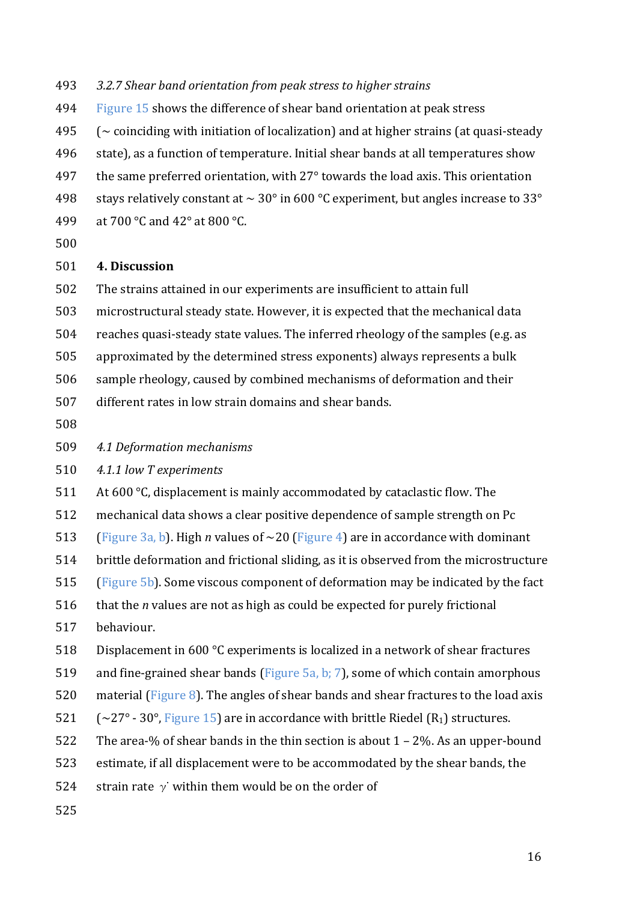*3.2.7 Shear band orientation from peak stress to higher strains*

Figure 15 shows the difference of shear band orientation at peak stress (~ coinciding with initiation of localization) and at higher strains (at quasi-steady state), as a function of temperature. Initial shear bands at all temperatures show the same preferred orientation, with 27° towards the load axis. This orientation stays relatively constant at ~ 30° in 600 °C experiment, but angles increase to 33° at 700 °C and 42° at 800 °C.

## 4. Discussion

The strains attained in our experiments are insufficient to attain full microstructural steady state. However, it is expected that the mechanical data reaches quasi-steady state values. The inferred rheology of the samples (e.g. as approximated by the determined stress exponents) always represents a bulk sample rheology, caused by combined mechanisms of deformation and their different rates in low strain domains and shear bands.

### *4.1 Deformation mechanisms*

#### *4.1.1 low T experiments*

At 600 °C, displacement is mainly accommodated by cataclastic flow. The mechanical data shows a clear positive dependence of sample strength on Pc (Figure 3a, b). High $n$ values of ~20 (Figure 4) are in accordance with dominant brittle deformation and frictional sliding, as it is observed from the microstructure (Figure 5b). Some viscous component of deformation may be indicated by the fact that the $n$ values are not as high as could be expected for purely frictional behaviour.

Displacement in 600 °C experiments is localized in a network of shear fractures and fine-grained shear bands (Figure 5a, b; 7), some of which contain amorphous material (Figure 8). The angles of shear bands and shear fractures to the load axis (~27° - 30°, Figure 15) are in accordance with brittle Riedel ($R_1$) structures.

The area-% of shear bands in the thin section is about 1 – 2%. As an upper-bound estimate, if all displacement were to be accommodated by the shear bands, the strain rate $\dot{\gamma}$ within them would be on the order of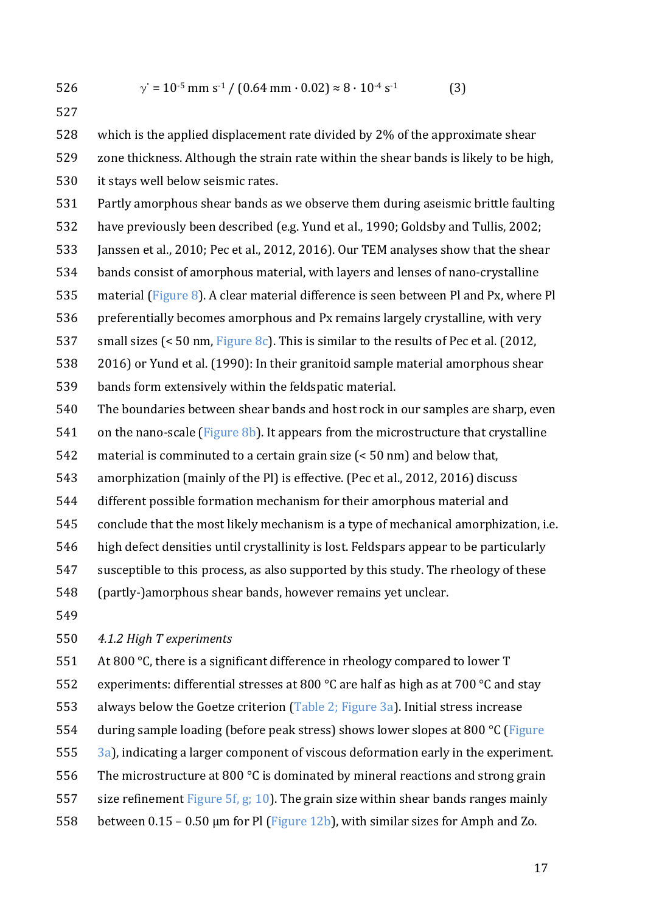$$\dot{\gamma} = 10^{-5}\ \mathrm{mm\ s^{-1}} / (0.64\ \mathrm{mm} \cdot 0.02) \approx 8 \cdot 10^{-4}\ \mathrm{s^{-1}} \qquad (3)$$

which is the applied displacement rate divided by 2% of the approximate shear zone thickness. Although the strain rate within the shear bands is likely to be high, it stays well below seismic rates.

Partly amorphous shear bands as we observe them during aseismic brittle faulting have previously been described (e.g. Yund et al., 1990; Goldsby and Tullis, 2002; Janssen et al., 2010; Pec et al., 2012, 2016). Our TEM analyses show that the shear bands consist of amorphous material, with layers and lenses of nano-crystalline material (Figure 8). A clear material difference is seen between Pl and Px, where Pl preferentially becomes amorphous and Px remains largely crystalline, with very small sizes (< 50 nm, Figure 8c). This is similar to the results of Pec et al. (2012, 2016) or Yund et al. (1990): In their granitoid sample material amorphous shear bands form extensively within the feldspatic material.

The boundaries between shear bands and host rock in our samples are sharp, even on the nano-scale (Figure 8b). It appears from the microstructure that crystalline material is comminuted to a certain grain size (< 50 nm) and below that, amorphization (mainly of the Pl) is effective. (Pec et al., 2012, 2016) discuss different possible formation mechanism for their amorphous material and conclude that the most likely mechanism is a type of mechanical amorphization, i.e. high defect densities until crystallinity is lost. Feldspars appear to be particularly susceptible to this process, as also supported by this study. The rheology of these (partly-)amorphous shear bands, however remains yet unclear.

#### *4.1.2 High T experiments*

At 800 °C, there is a significant difference in rheology compared to lower T experiments: differential stresses at 800 °C are half as high as at 700 °C and stay always below the Goetze criterion (Table 2; Figure 3a). Initial stress increase during sample loading (before peak stress) shows lower slopes at 800 °C (Figure 3a), indicating a larger component of viscous deformation early in the experiment. The microstructure at 800 °C is dominated by mineral reactions and strong grain size refinement Figure 5f, g; 10). The grain size within shear bands ranges mainly between 0.15 – 0.50 μm for Pl (Figure 12b), with similar sizes for Amph and Zo.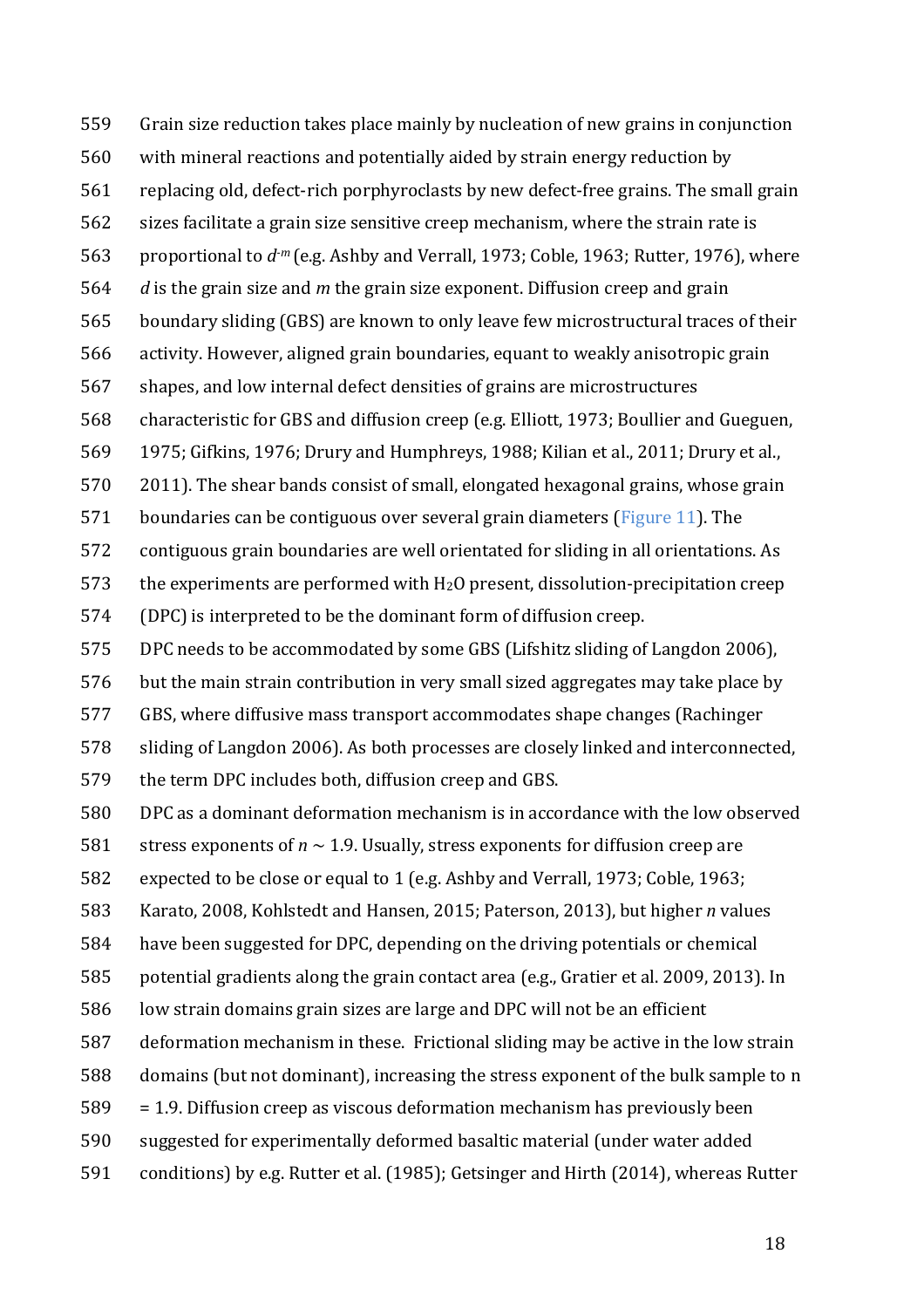Grain size reduction takes place mainly by nucleation of new grains in conjunction with mineral reactions and potentially aided by strain energy reduction by replacing old, defect-rich porphyroclasts by new defect-free grains. The small grain sizes facilitate a grain size sensitive creep mechanism, where the strain rate is proportional to $d^{-m}$ (e.g. Ashby and Verrall, 1973; Coble, 1963; Rutter, 1976), where $d$ is the grain size and $m$ the grain size exponent. Diffusion creep and grain boundary sliding (GBS) are known to only leave few microstructural traces of their activity. However, aligned grain boundaries, equant to weakly anisotropic grain shapes, and low internal defect densities of grains are microstructures characteristic for GBS and diffusion creep (e.g. Elliott, 1973; Boullier and Gueguen, 1975; Gifkins, 1976; Drury and Humphreys, 1988; Kilian et al., 2011; Drury et al., 2011). The shear bands consist of small, elongated hexagonal grains, whose grain boundaries can be contiguous over several grain diameters (Figure 11). The contiguous grain boundaries are well orientated for sliding in all orientations. As the experiments are performed with $H_2O$ present, dissolution-precipitation creep (DPC) is interpreted to be the dominant form of diffusion creep.

DPC needs to be accommodated by some GBS (Lifshitz sliding of Langdon 2006), but the main strain contribution in very small sized aggregates may take place by GBS, where diffusive mass transport accommodates shape changes (Rachinger sliding of Langdon 2006). As both processes are closely linked and interconnected, the term DPC includes both, diffusion creep and GBS.

DPC as a dominant deformation mechanism is in accordance with the low observed stress exponents of $n \sim 1.9$. Usually, stress exponents for diffusion creep are expected to be close or equal to 1 (e.g. Ashby and Verrall, 1973; Coble, 1963; Karato, 2008, Kohlstedt and Hansen, 2015; Paterson, 2013), but higher $n$ values have been suggested for DPC, depending on the driving potentials or chemical potential gradients along the grain contact area (e.g., Gratier et al. 2009, 2013). In low strain domains grain sizes are large and DPC will not be an efficient deformation mechanism in these. Frictional sliding may be active in the low strain domains (but not dominant), increasing the stress exponent of the bulk sample to $n = 1.9$. Diffusion creep as viscous deformation mechanism has previously been suggested for experimentally deformed basaltic material (under water added conditions) by e.g. Rutter et al. (1985); Getsinger and Hirth (2014), whereas Rutter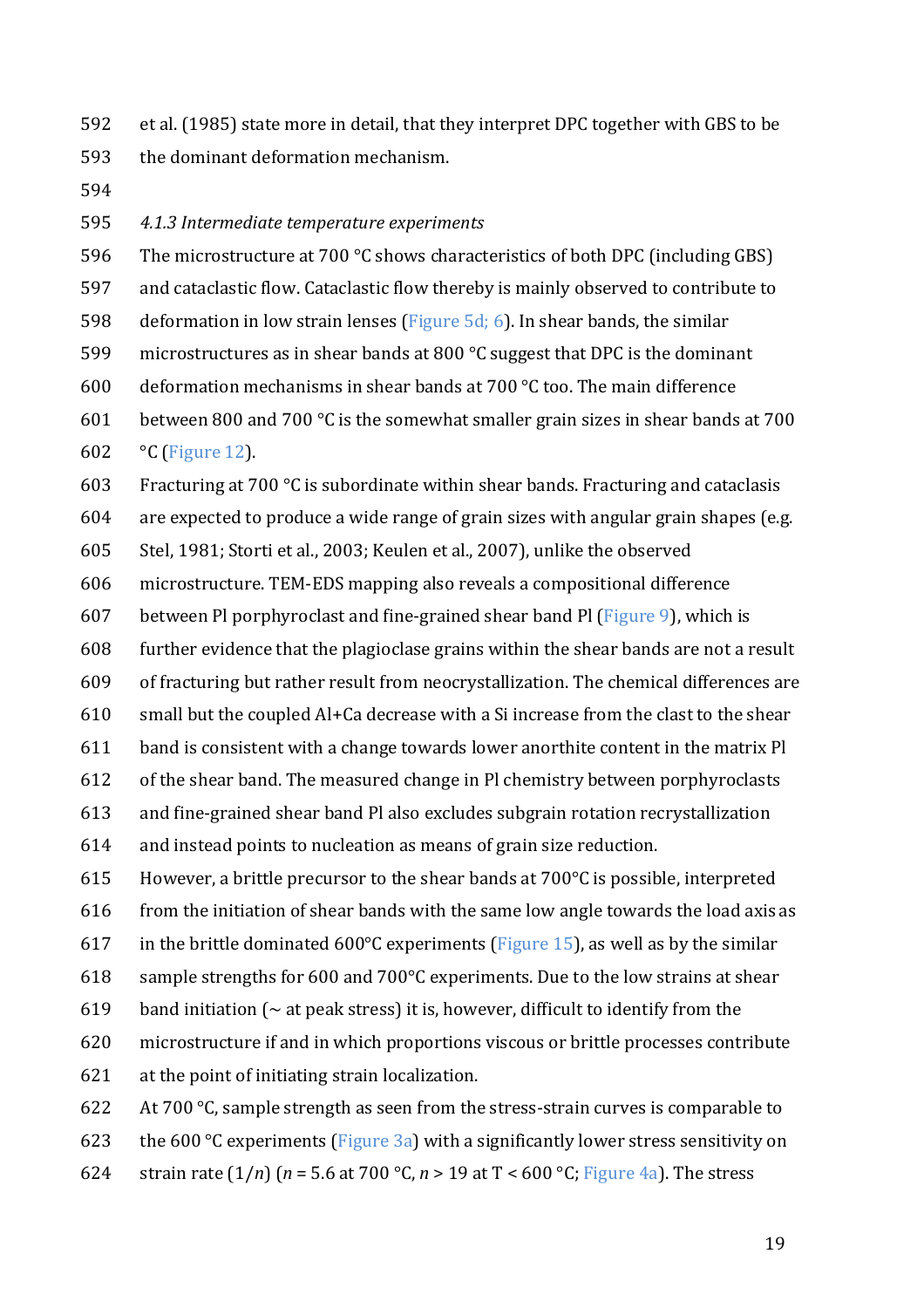et al. (1985) state more in detail, that they interpret DPC together with GBS to be the dominant deformation mechanism.

### *4.1.3 Intermediate temperature experiments*

The microstructure at 700 °C shows characteristics of both DPC (including GBS) and cataclastic flow. Cataclastic flow thereby is mainly observed to contribute to deformation in low strain lenses (Figure 5d; 6). In shear bands, the similar microstructures as in shear bands at 800 °C suggest that DPC is the dominant deformation mechanisms in shear bands at 700 °C too. The main difference between 800 and 700 °C is the somewhat smaller grain sizes in shear bands at 700 °C (Figure 12).

Fracturing at 700 °C is subordinate within shear bands. Fracturing and cataclasis are expected to produce a wide range of grain sizes with angular grain shapes (e.g. Stel, 1981; Storti et al., 2003; Keulen et al., 2007), unlike the observed microstructure. TEM-EDS mapping also reveals a compositional difference between Pl porphyroclast and fine-grained shear band Pl (Figure 9), which is further evidence that the plagioclase grains within the shear bands are not a result of fracturing but rather result from neocrystallization. The chemical differences are small but the coupled Al+Ca decrease with a Si increase from the clast to the shear band is consistent with a change towards lower anorthite content in the matrix Pl of the shear band. The measured change in Pl chemistry between porphyroclasts and fine-grained shear band Pl also excludes subgrain rotation recrystallization and instead points to nucleation as means of grain size reduction.

However, a brittle precursor to the shear bands at 700°C is possible, interpreted from the initiation of shear bands with the same low angle towards the load axis as in the brittle dominated 600°C experiments (Figure 15), as well as by the similar sample strengths for 600 and 700°C experiments. Due to the low strains at shear band initiation (~ at peak stress) it is, however, difficult to identify from the microstructure if and in which proportions viscous or brittle processes contribute at the point of initiating strain localization.

At 700 °C, sample strength as seen from the stress-strain curves is comparable to the 600 °C experiments (Figure 3a) with a significantly lower stress sensitivity on strain rate ($1/n$) ($n = 5.6$ at 700 °C, $n > 19$ at T < 600 °C; Figure 4a). The stress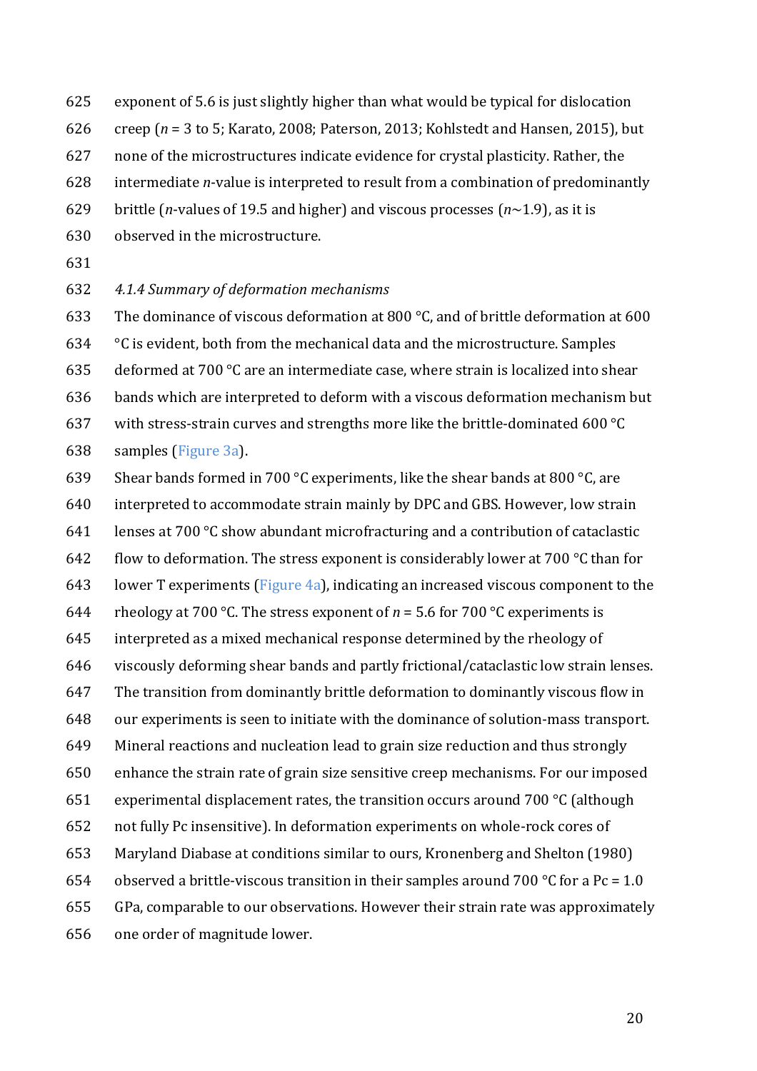exponent of 5.6 is just slightly higher than what would be typical for dislocation creep ($n$ = 3 to 5; Karato, 2008; Paterson, 2013; Kohlstedt and Hansen, 2015), but none of the microstructures indicate evidence for crystal plasticity. Rather, the intermediate $n$-value is interpreted to result from a combination of predominantly brittle ($n$-values of 19.5 and higher) and viscous processes ($n$~1.9), as it is observed in the microstructure.

#### *4.1.4 Summary of deformation mechanisms*

The dominance of viscous deformation at 800 °C, and of brittle deformation at 600 °C is evident, both from the mechanical data and the microstructure. Samples deformed at 700 °C are an intermediate case, where strain is localized into shear bands which are interpreted to deform with a viscous deformation mechanism but with stress-strain curves and strengths more like the brittle-dominated 600 °C samples (Figure 3a).

Shear bands formed in 700 °C experiments, like the shear bands at 800 °C, are interpreted to accommodate strain mainly by DPC and GBS. However, low strain lenses at 700 °C show abundant microfracturing and a contribution of cataclastic flow to deformation. The stress exponent is considerably lower at 700 °C than for lower T experiments (Figure 4a), indicating an increased viscous component to the rheology at 700 °C. The stress exponent of $n$ = 5.6 for 700 °C experiments is interpreted as a mixed mechanical response determined by the rheology of viscously deforming shear bands and partly frictional/cataclastic low strain lenses.

The transition from dominantly brittle deformation to dominantly viscous flow in our experiments is seen to initiate with the dominance of solution-mass transport. Mineral reactions and nucleation lead to grain size reduction and thus strongly enhance the strain rate of grain size sensitive creep mechanisms. For our imposed experimental displacement rates, the transition occurs around 700 °C (although not fully Pc insensitive). In deformation experiments on whole-rock cores of Maryland Diabase at conditions similar to ours, Kronenberg and Shelton (1980) observed a brittle-viscous transition in their samples around 700 °C for a Pc = 1.0 GPa, comparable to our observations. However their strain rate was approximately one order of magnitude lower.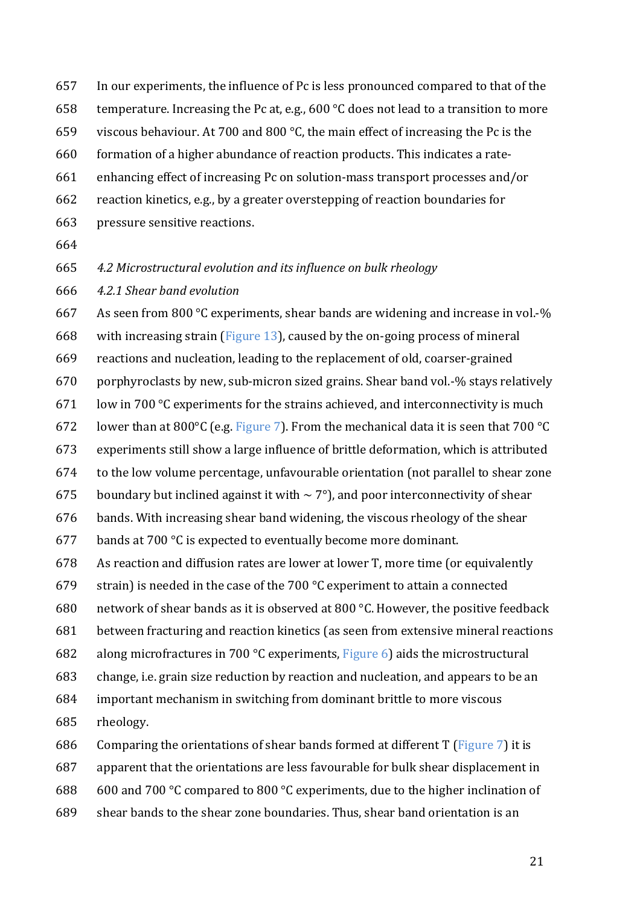In our experiments, the influence of Pc is less pronounced compared to that of the temperature. Increasing the Pc at, e.g., 600 °C does not lead to a transition to more viscous behaviour. At 700 and 800 °C, the main effect of increasing the Pc is the formation of a higher abundance of reaction products. This indicates a rate-enhancing effect of increasing Pc on solution-mass transport processes and/or reaction kinetics, e.g., by a greater overstepping of reaction boundaries for pressure sensitive reactions.

### *4.2 Microstructural evolution and its influence on bulk rheology*

#### *4.2.1 Shear band evolution*

As seen from 800 °C experiments, shear bands are widening and increase in vol.-% with increasing strain (Figure 13), caused by the on-going process of mineral reactions and nucleation, leading to the replacement of old, coarser-grained porphyroclasts by new, sub-micron sized grains. Shear band vol.-% stays relatively low in 700 °C experiments for the strains achieved, and interconnectivity is much lower than at 800°C (e.g. Figure 7). From the mechanical data it is seen that 700 °C experiments still show a large influence of brittle deformation, which is attributed to the low volume percentage, unfavourable orientation (not parallel to shear zone boundary but inclined against it with ~ 7°), and poor interconnectivity of shear bands. With increasing shear band widening, the viscous rheology of the shear bands at 700 °C is expected to eventually become more dominant.

As reaction and diffusion rates are lower at lower T, more time (or equivalently strain) is needed in the case of the 700 °C experiment to attain a connected network of shear bands as it is observed at 800 °C. However, the positive feedback between fracturing and reaction kinetics (as seen from extensive mineral reactions along microfractures in 700 °C experiments, Figure 6) aids the microstructural change, i.e. grain size reduction by reaction and nucleation, and appears to be an important mechanism in switching from dominant brittle to more viscous rheology.

Comparing the orientations of shear bands formed at different T (Figure 7) it is apparent that the orientations are less favourable for bulk shear displacement in 600 and 700 °C compared to 800 °C experiments, due to the higher inclination of shear bands to the shear zone boundaries. Thus, shear band orientation is an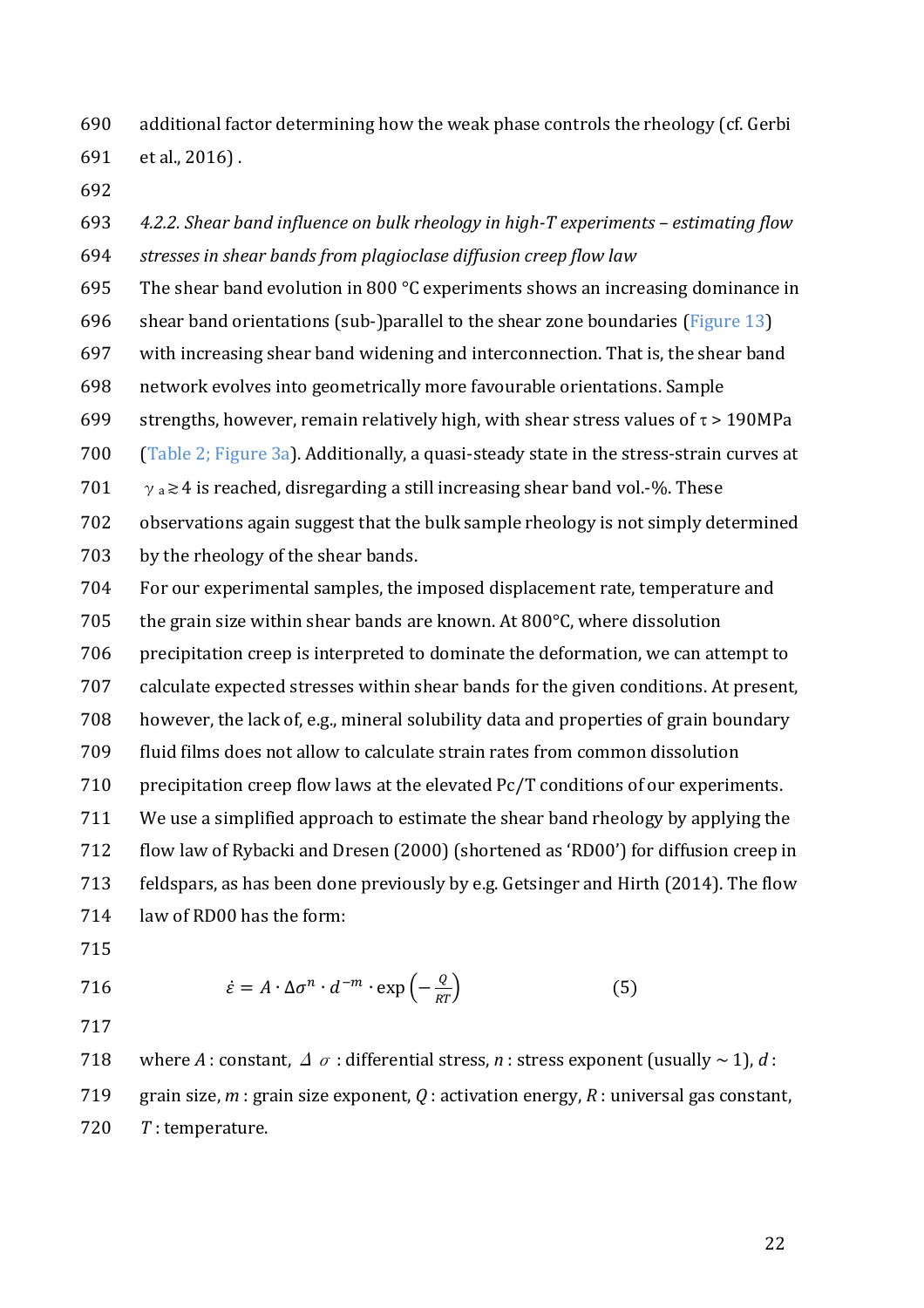additional factor determining how the weak phase controls the rheology (cf. Gerbi et al., 2016) .

*4.2.2. Shear band influence on bulk rheology in high-T experiments – estimating flow stresses in shear bands from plagioclase diffusion creep flow law*

The shear band evolution in 800 °C experiments shows an increasing dominance in shear band orientations (sub-)parallel to the shear zone boundaries (Figure 13) with increasing shear band widening and interconnection. That is, the shear band network evolves into geometrically more favourable orientations. Sample strengths, however, remain relatively high, with shear stress values of $\tau$ > 190MPa (Table 2; Figure 3a). Additionally, a quasi-steady state in the stress-strain curves at $\gamma_a \gtrsim 4$ is reached, disregarding a still increasing shear band vol.-%. These observations again suggest that the bulk sample rheology is not simply determined by the rheology of the shear bands.

For our experimental samples, the imposed displacement rate, temperature and the grain size within shear bands are known. At 800°C, where dissolution precipitation creep is interpreted to dominate the deformation, we can attempt to calculate expected stresses within shear bands for the given conditions. At present, however, the lack of, e.g., mineral solubility data and properties of grain boundary fluid films does not allow to calculate strain rates from common dissolution precipitation creep flow laws at the elevated Pc/T conditions of our experiments. We use a simplified approach to estimate the shear band rheology by applying the flow law of Rybacki and Dresen (2000) (shortened as 'RD00') for diffusion creep in feldspars, as has been done previously by e.g. Getsinger and Hirth (2014). The flow law of RD00 has the form:

$$\dot{\varepsilon} = A \cdot \Delta\sigma^{n} \cdot d^{-m} \cdot \exp\left(-\frac{Q}{RT}\right) \qquad (5)$$

where $A$ : constant, $\Delta\sigma$ : differential stress, $n$ : stress exponent (usually ~ 1), $d$ : grain size, $m$ : grain size exponent, $Q$ : activation energy, $R$ : universal gas constant, $T$ : temperature.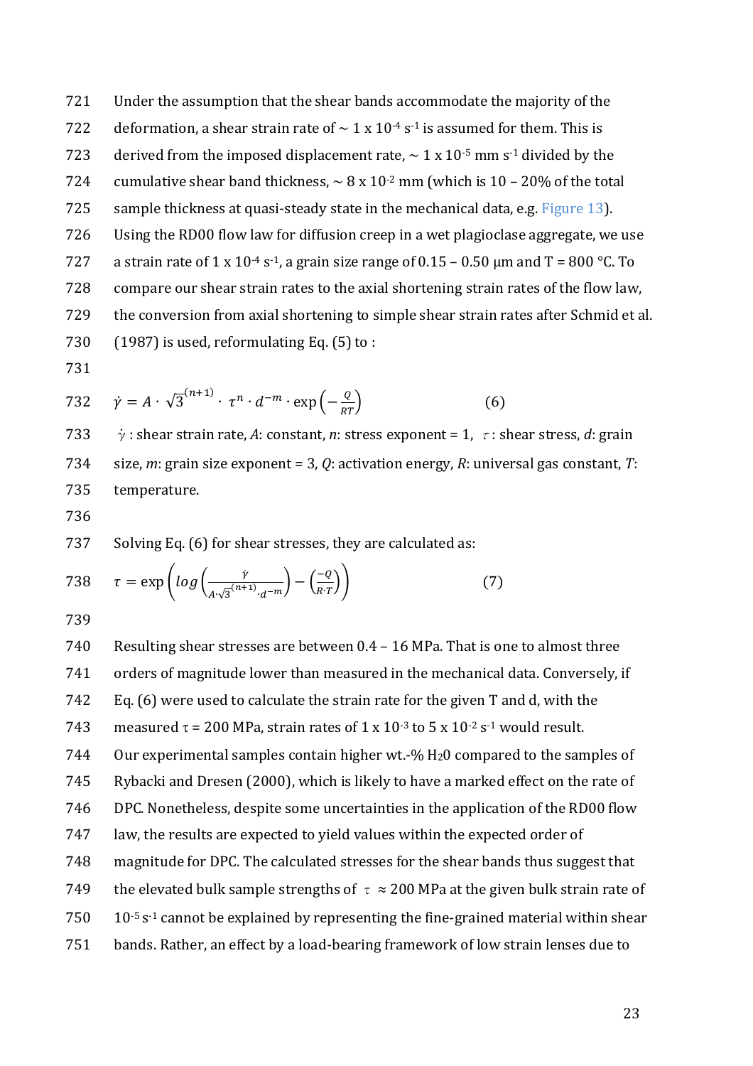Under the assumption that the shear bands accommodate the majority of the deformation, a shear strain rate of ~ 1 x $10^{-4}$ $s^{-1}$ is assumed for them. This is derived from the imposed displacement rate, ~ 1 x $10^{-5}$ mm $s^{-1}$ divided by the cumulative shear band thickness, ~ 8 x $10^{-2}$ mm (which is 10 – 20% of the total sample thickness at quasi-steady state in the mechanical data, e.g. Figure 13). Using the RD00 flow law for diffusion creep in a wet plagioclase aggregate, we use a strain rate of 1 x $10^{-4}$ $s^{-1}$, a grain size range of 0.15 – 0.50 μm and T = 800 °C. To compare our shear strain rates to the axial shortening strain rates of the flow law, the conversion from axial shortening to simple shear strain rates after Schmid et al. (1987) is used, reformulating Eq. (5) to :

$$\dot{\gamma} = A \cdot \sqrt{3}^{(n+1)} \cdot \tau^n \cdot d^{-m} \cdot \exp\left(-\frac{Q}{RT}\right) \qquad (6)$$

$\dot{\gamma}$ : shear strain rate, $A$: constant, $n$: stress exponent = 1, $\tau$ : shear stress, $d$: grain size, $m$: grain size exponent = 3, $Q$: activation energy, $R$: universal gas constant, $T$: temperature.

Solving Eq. (6) for shear stresses, they are calculated as:

$$\tau = \exp\left( log\left(\frac{\dot{\gamma}}{A \cdot \sqrt{3}^{(n+1)} \cdot d^{-m}}\right) - \left(\frac{-Q}{R \cdot T}\right)\right) \qquad (7)$$

Resulting shear stresses are between 0.4 – 16 MPa. That is one to almost three orders of magnitude lower than measured in the mechanical data. Conversely, if Eq. (6) were used to calculate the strain rate for the given T and d, with the measured τ = 200 MPa, strain rates of 1 x $10^{-3}$ to 5 x $10^{-2}$ $s^{-1}$ would result. Our experimental samples contain higher wt.-% $H_2O$ compared to the samples of Rybacki and Dresen (2000), which is likely to have a marked effect on the rate of DPC. Nonetheless, despite some uncertainties in the application of the RD00 flow law, the results are expected to yield values within the expected order of magnitude for DPC. The calculated stresses for the shear bands thus suggest that the elevated bulk sample strengths of $\tau \approx 200$ MPa at the given bulk strain rate of $10^{-5}$ $s^{-1}$ cannot be explained by representing the fine-grained material within shear bands. Rather, an effect by a load-bearing framework of low strain lenses due to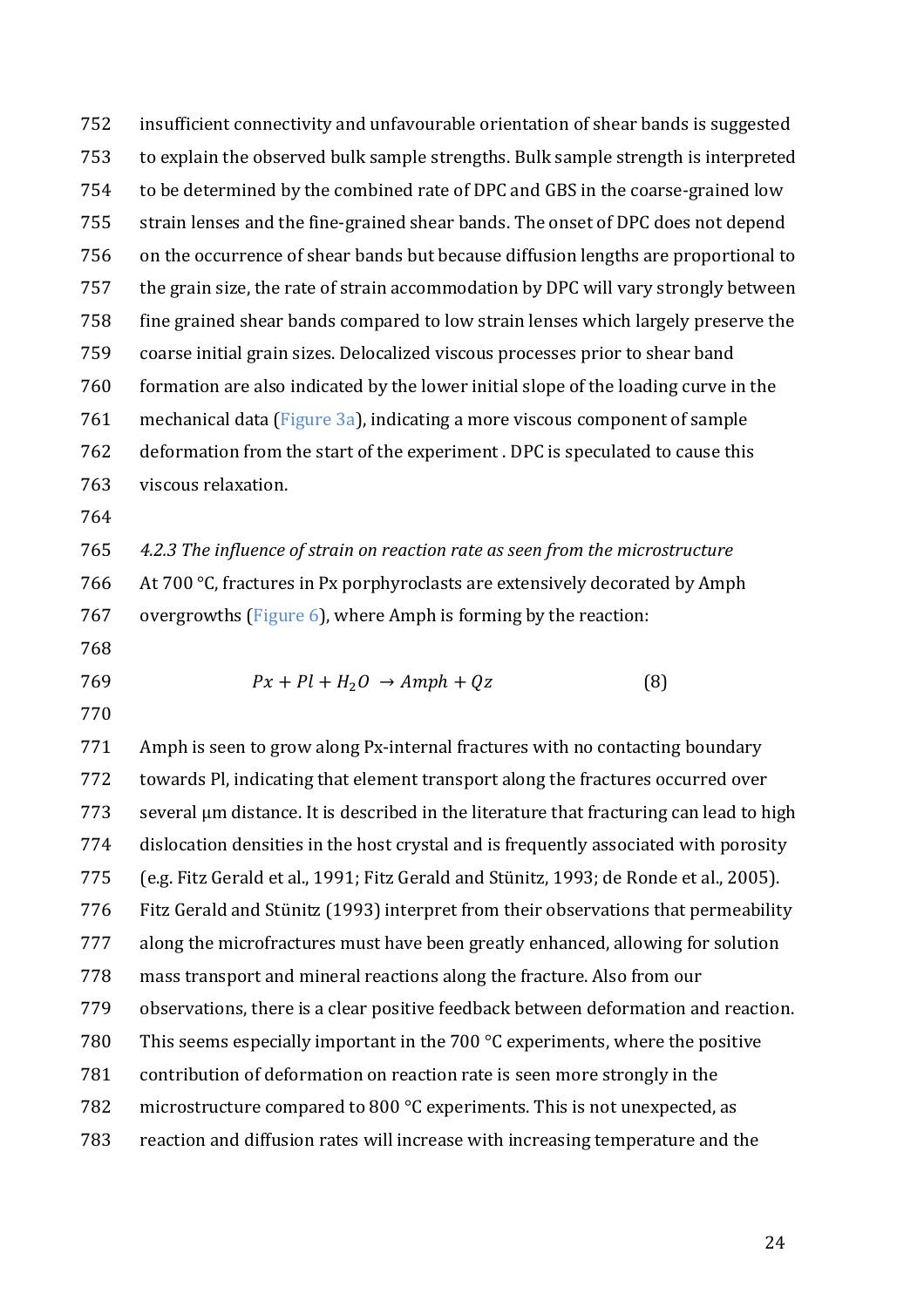insufficient connectivity and unfavourable orientation of shear bands is suggested to explain the observed bulk sample strengths. Bulk sample strength is interpreted to be determined by the combined rate of DPC and GBS in the coarse-grained low strain lenses and the fine-grained shear bands. The onset of DPC does not depend on the occurrence of shear bands but because diffusion lengths are proportional to the grain size, the rate of strain accommodation by DPC will vary strongly between fine grained shear bands compared to low strain lenses which largely preserve the coarse initial grain sizes. Delocalized viscous processes prior to shear band formation are also indicated by the lower initial slope of the loading curve in the mechanical data (Figure 3a), indicating a more viscous component of sample deformation from the start of the experiment . DPC is speculated to cause this viscous relaxation.

*4.2.3 The influence of strain on reaction rate as seen from the microstructure*

At 700 °C, fractures in Px porphyroclasts are extensively decorated by Amph overgrowths (Figure 6), where Amph is forming by the reaction:

$$Px + Pl + H_2O \rightarrow Amph + Qz \tag{8}$$

Amph is seen to grow along Px-internal fractures with no contacting boundary towards Pl, indicating that element transport along the fractures occurred over several μm distance. It is described in the literature that fracturing can lead to high dislocation densities in the host crystal and is frequently associated with porosity (e.g. Fitz Gerald et al., 1991; Fitz Gerald and Stünitz, 1993; de Ronde et al., 2005). Fitz Gerald and Stünitz (1993) interpret from their observations that permeability along the microfractures must have been greatly enhanced, allowing for solution mass transport and mineral reactions along the fracture. Also from our observations, there is a clear positive feedback between deformation and reaction. This seems especially important in the 700 °C experiments, where the positive contribution of deformation on reaction rate is seen more strongly in the microstructure compared to 800 °C experiments. This is not unexpected, as reaction and diffusion rates will increase with increasing temperature and the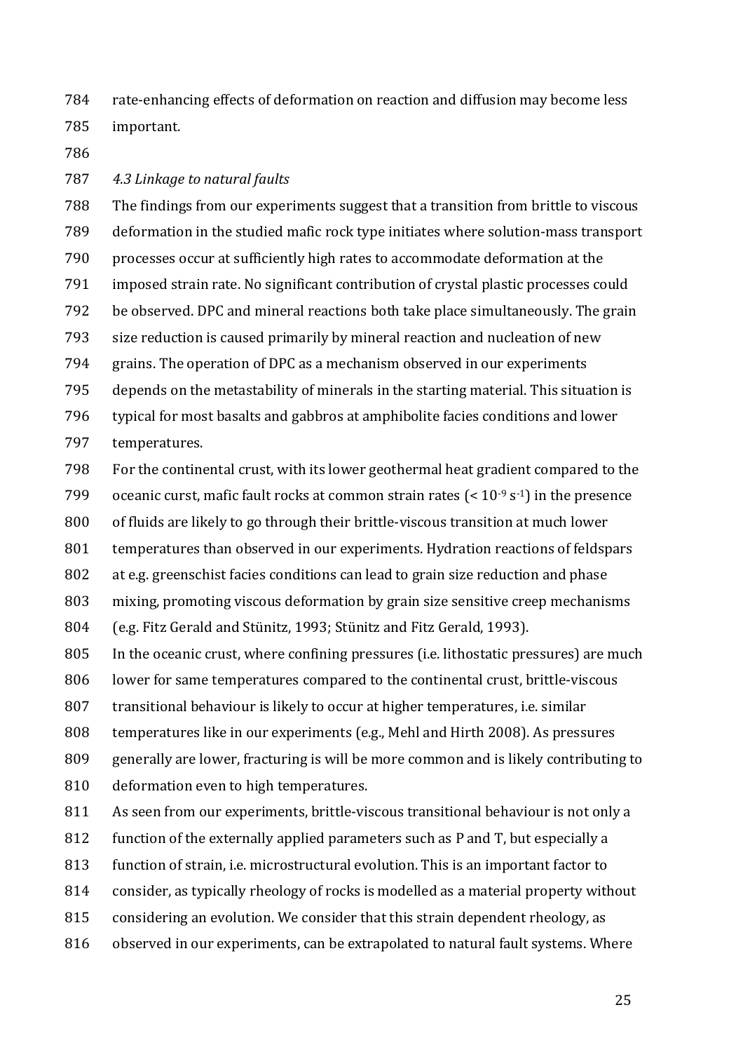rate-enhancing effects of deformation on reaction and diffusion may become less important.

*4.3 Linkage to natural faults*

The findings from our experiments suggest that a transition from brittle to viscous deformation in the studied mafic rock type initiates where solution-mass transport processes occur at sufficiently high rates to accommodate deformation at the imposed strain rate. No significant contribution of crystal plastic processes could be observed. DPC and mineral reactions both take place simultaneously. The grain size reduction is caused primarily by mineral reaction and nucleation of new grains. The operation of DPC as a mechanism observed in our experiments depends on the metastability of minerals in the starting material. This situation is typical for most basalts and gabbros at amphibolite facies conditions and lower temperatures.

For the continental crust, with its lower geothermal heat gradient compared to the oceanic curst, mafic fault rocks at common strain rates ($< 10^{-9}$ s$^{-1}$) in the presence of fluids are likely to go through their brittle-viscous transition at much lower temperatures than observed in our experiments. Hydration reactions of feldspars at e.g. greenschist facies conditions can lead to grain size reduction and phase mixing, promoting viscous deformation by grain size sensitive creep mechanisms (e.g. Fitz Gerald and Stünitz, 1993; Stünitz and Fitz Gerald, 1993).

In the oceanic crust, where confining pressures (i.e. lithostatic pressures) are much lower for same temperatures compared to the continental crust, brittle-viscous transitional behaviour is likely to occur at higher temperatures, i.e. similar temperatures like in our experiments (e.g., Mehl and Hirth 2008). As pressures generally are lower, fracturing is will be more common and is likely contributing to deformation even to high temperatures.

As seen from our experiments, brittle-viscous transitional behaviour is not only a function of the externally applied parameters such as P and T, but especially a function of strain, i.e. microstructural evolution. This is an important factor to consider, as typically rheology of rocks is modelled as a material property without considering an evolution. We consider that this strain dependent rheology, as observed in our experiments, can be extrapolated to natural fault systems. Where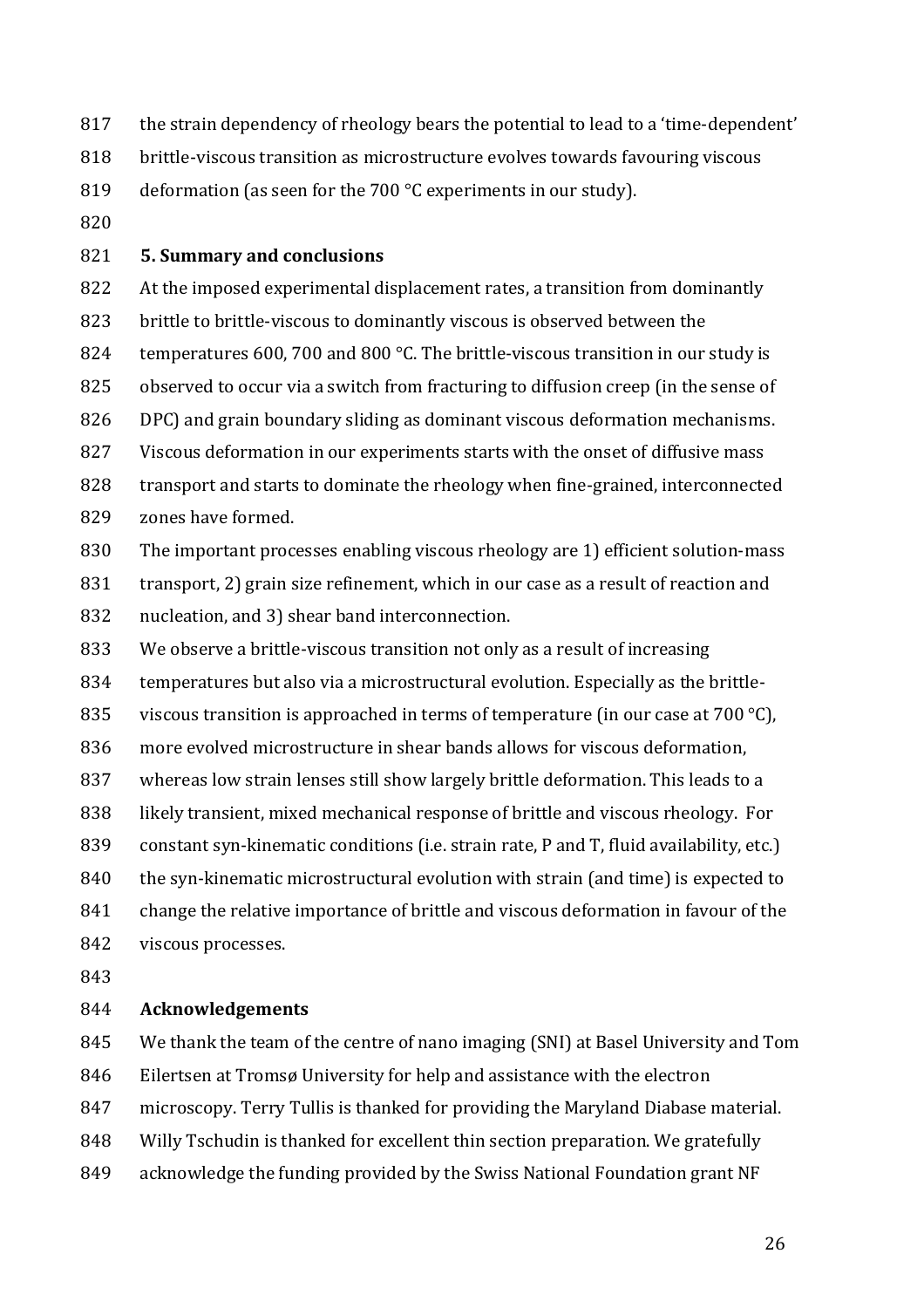the strain dependency of rheology bears the potential to lead to a 'time-dependent' brittle-viscous transition as microstructure evolves towards favouring viscous deformation (as seen for the 700 °C experiments in our study).

## 5. Summary and conclusions

At the imposed experimental displacement rates, a transition from dominantly brittle to brittle-viscous to dominantly viscous is observed between the temperatures 600, 700 and 800 °C. The brittle-viscous transition in our study is observed to occur via a switch from fracturing to diffusion creep (in the sense of DPC) and grain boundary sliding as dominant viscous deformation mechanisms. Viscous deformation in our experiments starts with the onset of diffusive mass transport and starts to dominate the rheology when fine-grained, interconnected zones have formed.

The important processes enabling viscous rheology are 1) efficient solution-mass transport, 2) grain size refinement, which in our case as a result of reaction and nucleation, and 3) shear band interconnection.

We observe a brittle-viscous transition not only as a result of increasing temperatures but also via a microstructural evolution. Especially as the brittle-viscous transition is approached in terms of temperature (in our case at 700 °C), more evolved microstructure in shear bands allows for viscous deformation, whereas low strain lenses still show largely brittle deformation. This leads to a likely transient, mixed mechanical response of brittle and viscous rheology. For constant syn-kinematic conditions (i.e. strain rate, P and T, fluid availability, etc.) the syn-kinematic microstructural evolution with strain (and time) is expected to change the relative importance of brittle and viscous deformation in favour of the viscous processes.

## Acknowledgements

We thank the team of the centre of nano imaging (SNI) at Basel University and Tom Eilertsen at Tromsø University for help and assistance with the electron microscopy. Terry Tullis is thanked for providing the Maryland Diabase material. Willy Tschudin is thanked for excellent thin section preparation. We gratefully acknowledge the funding provided by the Swiss National Foundation grant NF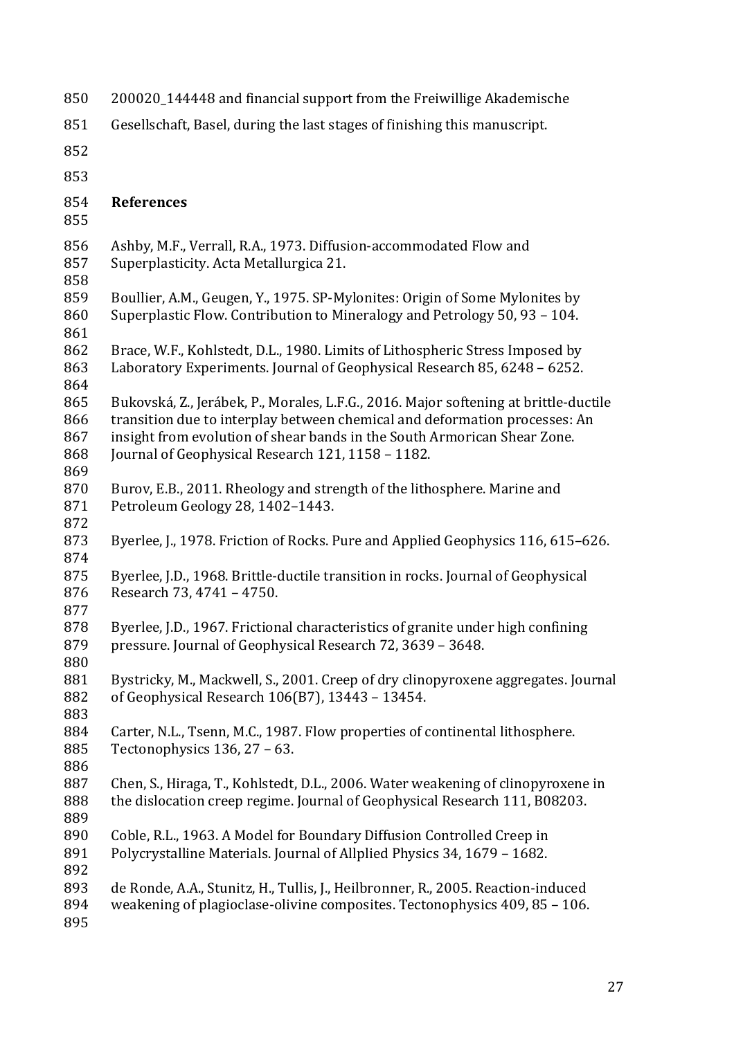200020_144448 and financial support from the Freiwillige Akademische Gesellschaft, Basel, during the last stages of finishing this manuscript.

## References

Ashby, M.F., Verrall, R.A., 1973. Diffusion-accommodated Flow and Superplasticity. Acta Metallurgica 21.

Boullier, A.M., Geugen, Y., 1975. SP-Mylonites: Origin of Some Mylonites by Superplastic Flow. Contribution to Mineralogy and Petrology 50, 93 – 104.

Brace, W.F., Kohlstedt, D.L., 1980. Limits of Lithospheric Stress Imposed by Laboratory Experiments. Journal of Geophysical Research 85, 6248 – 6252.

Bukovská, Z., Jerábek, P., Morales, L.F.G., 2016. Major softening at brittle-ductile transition due to interplay between chemical and deformation processes: An insight from evolution of shear bands in the South Armorican Shear Zone. Journal of Geophysical Research 121, 1158 – 1182.

Burov, E.B., 2011. Rheology and strength of the lithosphere. Marine and Petroleum Geology 28, 1402–1443.

Byerlee, J., 1978. Friction of Rocks. Pure and Applied Geophysics 116, 615–626.

Byerlee, J.D., 1968. Brittle-ductile transition in rocks. Journal of Geophysical Research 73, 4741 – 4750.

Byerlee, J.D., 1967. Frictional characteristics of granite under high confining pressure. Journal of Geophysical Research 72, 3639 – 3648.

Bystricky, M., Mackwell, S., 2001. Creep of dry clinopyroxene aggregates. Journal of Geophysical Research 106(B7), 13443 – 13454.

Carter, N.L., Tsenn, M.C., 1987. Flow properties of continental lithosphere. Tectonophysics 136, 27 – 63.

Chen, S., Hiraga, T., Kohlstedt, D.L., 2006. Water weakening of clinopyroxene in the dislocation creep regime. Journal of Geophysical Research 111, B08203.

Coble, R.L., 1963. A Model for Boundary Diffusion Controlled Creep in Polycrystalline Materials. Journal of Allplied Physics 34, 1679 – 1682.

de Ronde, A.A., Stunitz, H., Tullis, J., Heilbronner, R., 2005. Reaction-induced weakening of plagioclase-olivine composites. Tectonophysics 409, 85 – 106.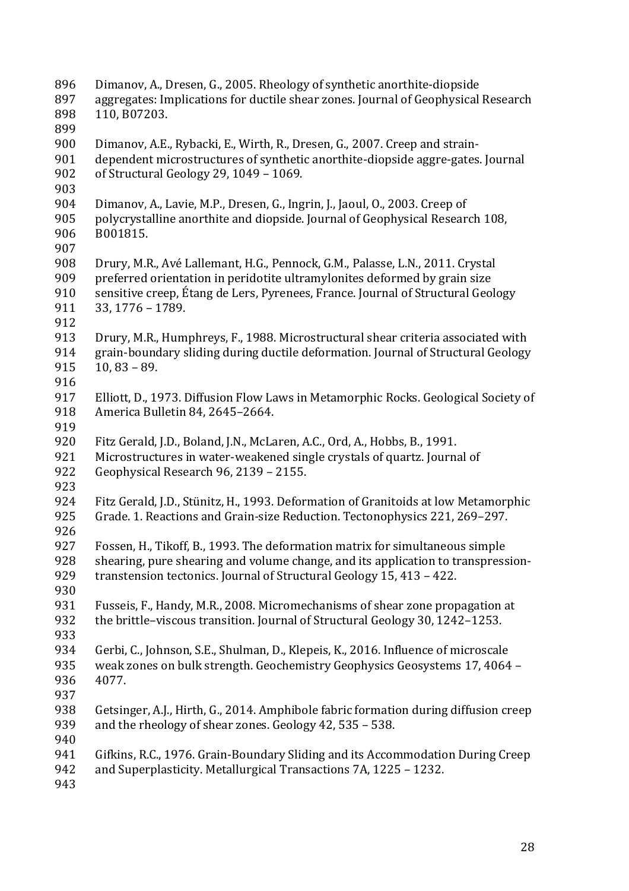Dimanov, A., Dresen, G., 2005. Rheology of synthetic anorthite-diopside aggregates: Implications for ductile shear zones. Journal of Geophysical Research 110, B07203.

Dimanov, A.E., Rybacki, E., Wirth, R., Dresen, G., 2007. Creep and strain-dependent microstructures of synthetic anorthite-diopside aggre-gates. Journal of Structural Geology 29, 1049 – 1069.

Dimanov, A., Lavie, M.P., Dresen, G., Ingrin, J., Jaoul, O., 2003. Creep of polycrystalline anorthite and diopside. Journal of Geophysical Research 108, B001815.

Drury, M.R., Avé Lallemant, H.G., Pennock, G.M., Palasse, L.N., 2011. Crystal preferred orientation in peridotite ultramylonites deformed by grain size sensitive creep, Étang de Lers, Pyrenees, France. Journal of Structural Geology 33, 1776 – 1789.

Drury, M.R., Humphreys, F., 1988. Microstructural shear criteria associated with grain-boundary sliding during ductile deformation. Journal of Structural Geology 10, 83 – 89.

Elliott, D., 1973. Diffusion Flow Laws in Metamorphic Rocks. Geological Society of America Bulletin 84, 2645–2664.

Fitz Gerald, J.D., Boland, J.N., McLaren, A.C., Ord, A., Hobbs, B., 1991. Microstructures in water-weakened single crystals of quartz. Journal of Geophysical Research 96, 2139 – 2155.

Fitz Gerald, J.D., Stünitz, H., 1993. Deformation of Granitoids at low Metamorphic Grade. 1. Reactions and Grain-size Reduction. Tectonophysics 221, 269–297.

Fossen, H., Tikoff, B., 1993. The deformation matrix for simultaneous simple shearing, pure shearing and volume change, and its application to transpression-transtension tectonics. Journal of Structural Geology 15, 413 – 422.

Fusseis, F., Handy, M.R., 2008. Micromechanisms of shear zone propagation at the brittle–viscous transition. Journal of Structural Geology 30, 1242–1253.

Gerbi, C., Johnson, S.E., Shulman, D., Klepeis, K., 2016. Influence of microscale weak zones on bulk strength. Geochemistry Geophysics Geosystems 17, 4064 – 4077.

Getsinger, A.J., Hirth, G., 2014. Amphibole fabric formation during diffusion creep and the rheology of shear zones. Geology 42, 535 – 538.

Gifkins, R.C., 1976. Grain-Boundary Sliding and its Accommodation During Creep and Superplasticity. Metallurgical Transactions 7A, 1225 – 1232.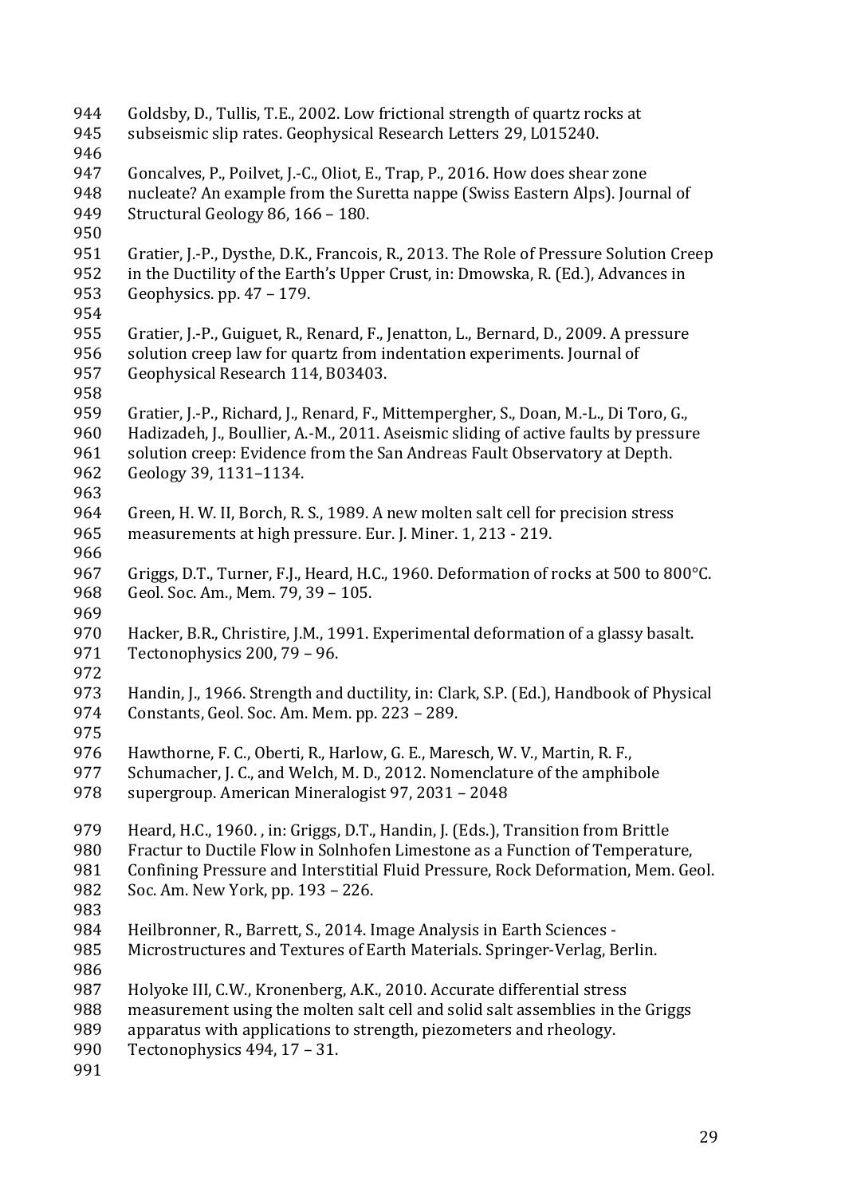Goldsby, D., Tullis, T.E., 2002. Low frictional strength of quartz rocks at subseismic slip rates. Geophysical Research Letters 29, L015240.

Goncalves, P., Poilvet, J.-C., Oliot, E., Trap, P., 2016. How does shear zone nucleate? An example from the Suretta nappe (Swiss Eastern Alps). Journal of Structural Geology 86, 166 – 180.

Gratier, J.-P., Dysthe, D.K., Francois, R., 2013. The Role of Pressure Solution Creep in the Ductility of the Earth's Upper Crust, in: Dmowska, R. (Ed.), Advances in Geophysics. pp. 47 – 179.

Gratier, J.-P., Guiguet, R., Renard, F., Jenatton, L., Bernard, D., 2009. A pressure solution creep law for quartz from indentation experiments. Journal of Geophysical Research 114, B03403.

Gratier, J.-P., Richard, J., Renard, F., Mittempergher, S., Doan, M.-L., Di Toro, G., Hadizadeh, J., Boullier, A.-M., 2011. Aseismic sliding of active faults by pressure solution creep: Evidence from the San Andreas Fault Observatory at Depth. Geology 39, 1131–1134.

Green, H. W. II, Borch, R. S., 1989. A new molten salt cell for precision stress measurements at high pressure. Eur. J. Miner. 1, 213 - 219.

Griggs, D.T., Turner, F.J., Heard, H.C., 1960. Deformation of rocks at 500 to 800°C. Geol. Soc. Am., Mem. 79, 39 – 105.

Hacker, B.R., Christire, J.M., 1991. Experimental deformation of a glassy basalt. Tectonophysics 200, 79 – 96.

Handin, J., 1966. Strength and ductility, in: Clark, S.P. (Ed.), Handbook of Physical Constants, Geol. Soc. Am. Mem. pp. 223 – 289.

Hawthorne, F. C., Oberti, R., Harlow, G. E., Maresch, W. V., Martin, R. F., Schumacher, J. C., and Welch, M. D., 2012. Nomenclature of the amphibole supergroup. American Mineralogist 97, 2031 – 2048

Heard, H.C., 1960. , in: Griggs, D.T., Handin, J. (Eds.), Transition from Brittle Fractur to Ductile Flow in Solnhofen Limestone as a Function of Temperature, Confining Pressure and Interstitial Fluid Pressure, Rock Deformation, Mem. Geol. Soc. Am. New York, pp. 193 – 226.

Heilbronner, R., Barrett, S., 2014. Image Analysis in Earth Sciences - Microstructures and Textures of Earth Materials. Springer-Verlag, Berlin.

Holyoke III, C.W., Kronenberg, A.K., 2010. Accurate differential stress measurement using the molten salt cell and solid salt assemblies in the Griggs apparatus with applications to strength, piezometers and rheology. Tectonophysics 494, 17 – 31.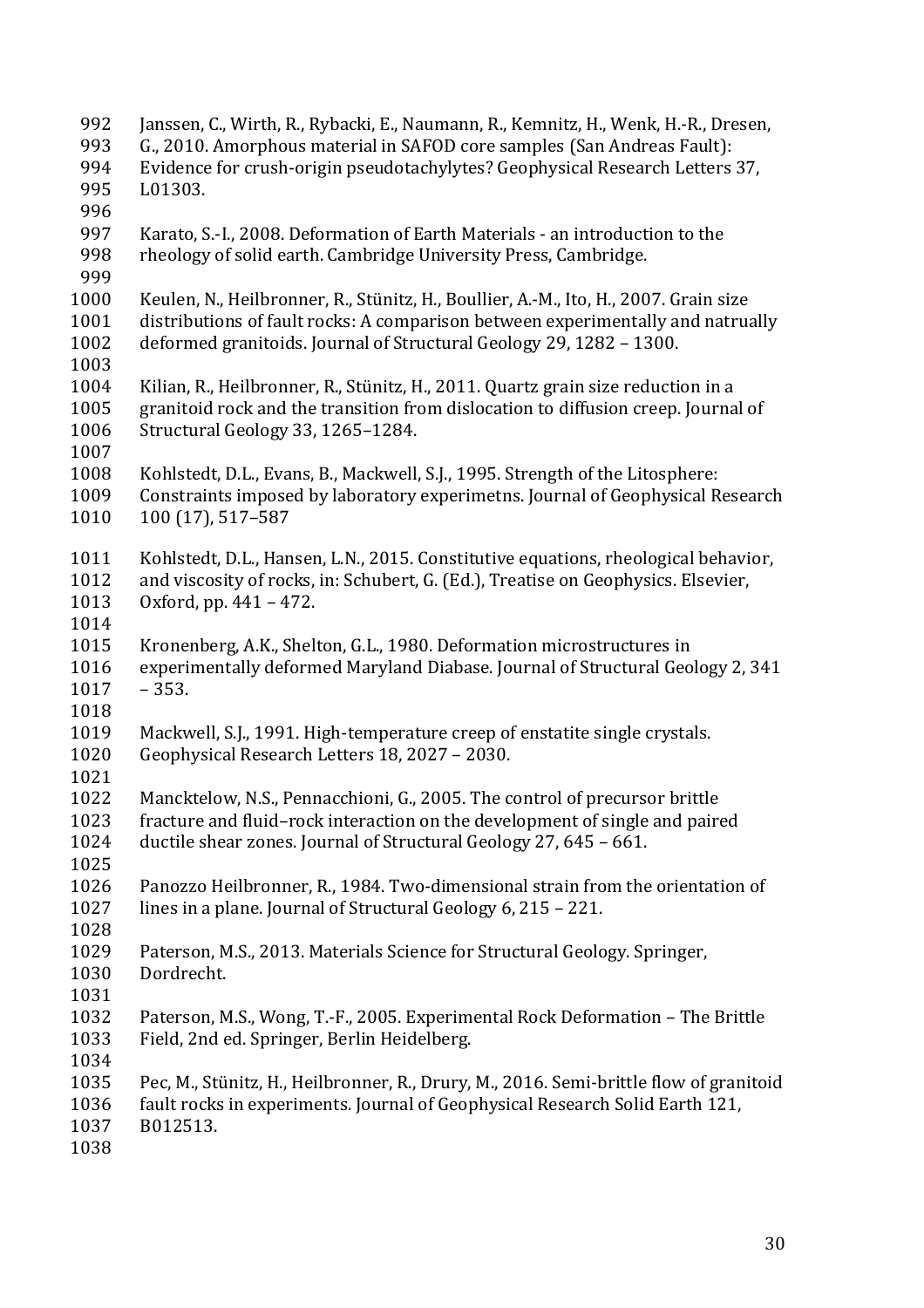Janssen, C., Wirth, R., Rybacki, E., Naumann, R., Kemnitz, H., Wenk, H.-R., Dresen, G., 2010. Amorphous material in SAFOD core samples (San Andreas Fault): Evidence for crush-origin pseudotachylytes? Geophysical Research Letters 37, L01303.

Karato, S.-I., 2008. Deformation of Earth Materials - an introduction to the rheology of solid earth. Cambridge University Press, Cambridge.

Keulen, N., Heilbronner, R., Stünitz, H., Boullier, A.-M., Ito, H., 2007. Grain size distributions of fault rocks: A comparison between experimentally and natrually deformed granitoids. Journal of Structural Geology 29, 1282 – 1300.

Kilian, R., Heilbronner, R., Stünitz, H., 2011. Quartz grain size reduction in a granitoid rock and the transition from dislocation to diffusion creep. Journal of Structural Geology 33, 1265–1284.

Kohlstedt, D.L., Evans, B., Mackwell, S.J., 1995. Strength of the Litosphere: Constraints imposed by laboratory experimetns. Journal of Geophysical Research 100 (17), 517–587

Kohlstedt, D.L., Hansen, L.N., 2015. Constitutive equations, rheological behavior, and viscosity of rocks, in: Schubert, G. (Ed.), Treatise on Geophysics. Elsevier, Oxford, pp. 441 – 472.

Kronenberg, A.K., Shelton, G.L., 1980. Deformation microstructures in experimentally deformed Maryland Diabase. Journal of Structural Geology 2, 341 – 353.

Mackwell, S.J., 1991. High-temperature creep of enstatite single crystals. Geophysical Research Letters 18, 2027 – 2030.

Mancktelow, N.S., Pennacchioni, G., 2005. The control of precursor brittle fracture and fluid–rock interaction on the development of single and paired ductile shear zones. Journal of Structural Geology 27, 645 – 661.

Panozzo Heilbronner, R., 1984. Two-dimensional strain from the orientation of lines in a plane. Journal of Structural Geology 6, 215 – 221.

Paterson, M.S., 2013. Materials Science for Structural Geology. Springer, Dordrecht.

Paterson, M.S., Wong, T.-F., 2005. Experimental Rock Deformation – The Brittle Field, 2nd ed. Springer, Berlin Heidelberg.

Pec, M., Stünitz, H., Heilbronner, R., Drury, M., 2016. Semi-brittle flow of granitoid fault rocks in experiments. Journal of Geophysical Research Solid Earth 121, B012513.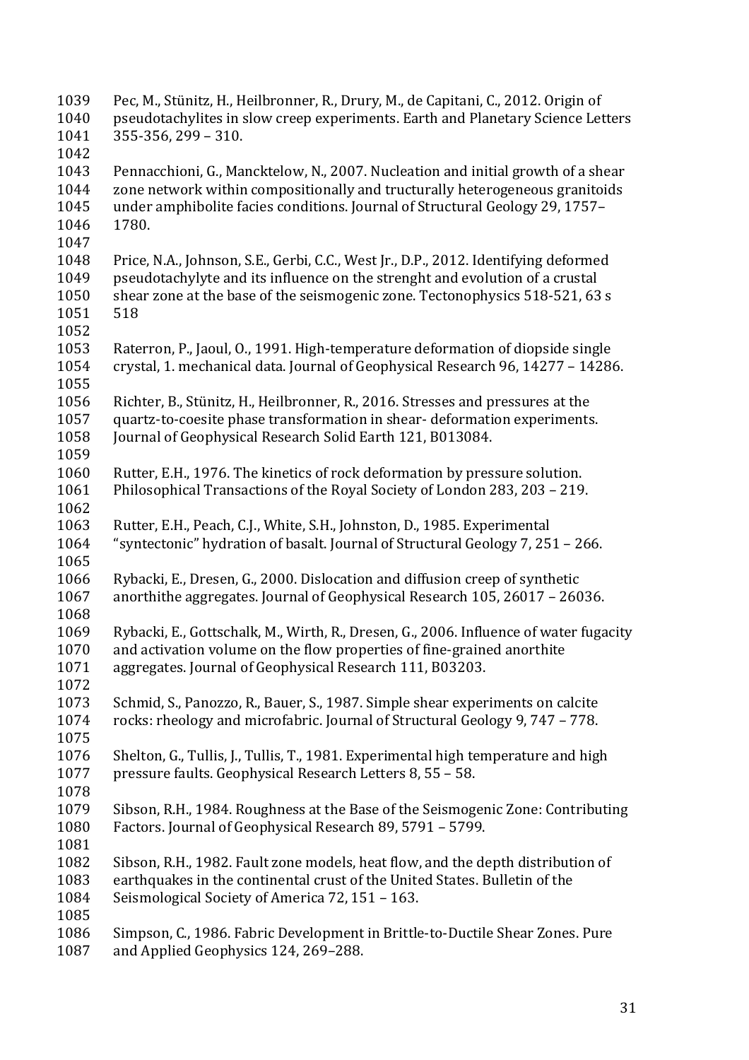Pec, M., Stünitz, H., Heilbronner, R., Drury, M., de Capitani, C., 2012. Origin of pseudotachylites in slow creep experiments. Earth and Planetary Science Letters 355-356, 299 – 310.

Pennacchioni, G., Mancktelow, N., 2007. Nucleation and initial growth of a shear zone network within compositionally and tructurally heterogeneous granitoids under amphibolite facies conditions. Journal of Structural Geology 29, 1757–1780.

Price, N.A., Johnson, S.E., Gerbi, C.C., West Jr., D.P., 2012. Identifying deformed pseudotachylyte and its influence on the strenght and evolution of a crustal shear zone at the base of the seismogenic zone. Tectonophysics 518-521, 63 s 518

Raterron, P., Jaoul, O., 1991. High-temperature deformation of diopside single crystal, 1. mechanical data. Journal of Geophysical Research 96, 14277 – 14286.

Richter, B., Stünitz, H., Heilbronner, R., 2016. Stresses and pressures at the quartz-to-coesite phase transformation in shear- deformation experiments. Journal of Geophysical Research Solid Earth 121, B013084.

Rutter, E.H., 1976. The kinetics of rock deformation by pressure solution. Philosophical Transactions of the Royal Society of London 283, 203 – 219.

Rutter, E.H., Peach, C.J., White, S.H., Johnston, D., 1985. Experimental "syntectonic" hydration of basalt. Journal of Structural Geology 7, 251 – 266.

Rybacki, E., Dresen, G., 2000. Dislocation and diffusion creep of synthetic anorthithe aggregates. Journal of Geophysical Research 105, 26017 – 26036.

Rybacki, E., Gottschalk, M., Wirth, R., Dresen, G., 2006. Influence of water fugacity and activation volume on the flow properties of fine-grained anorthite aggregates. Journal of Geophysical Research 111, B03203.

Schmid, S., Panozzo, R., Bauer, S., 1987. Simple shear experiments on calcite rocks: rheology and microfabric. Journal of Structural Geology 9, 747 – 778.

Shelton, G., Tullis, J., Tullis, T., 1981. Experimental high temperature and high pressure faults. Geophysical Research Letters 8, 55 – 58.

Sibson, R.H., 1984. Roughness at the Base of the Seismogenic Zone: Contributing Factors. Journal of Geophysical Research 89, 5791 – 5799.

Sibson, R.H., 1982. Fault zone models, heat flow, and the depth distribution of earthquakes in the continental crust of the United States. Bulletin of the Seismological Society of America 72, 151 – 163.

Simpson, C., 1986. Fabric Development in Brittle-to-Ductile Shear Zones. Pure and Applied Geophysics 124, 269–288.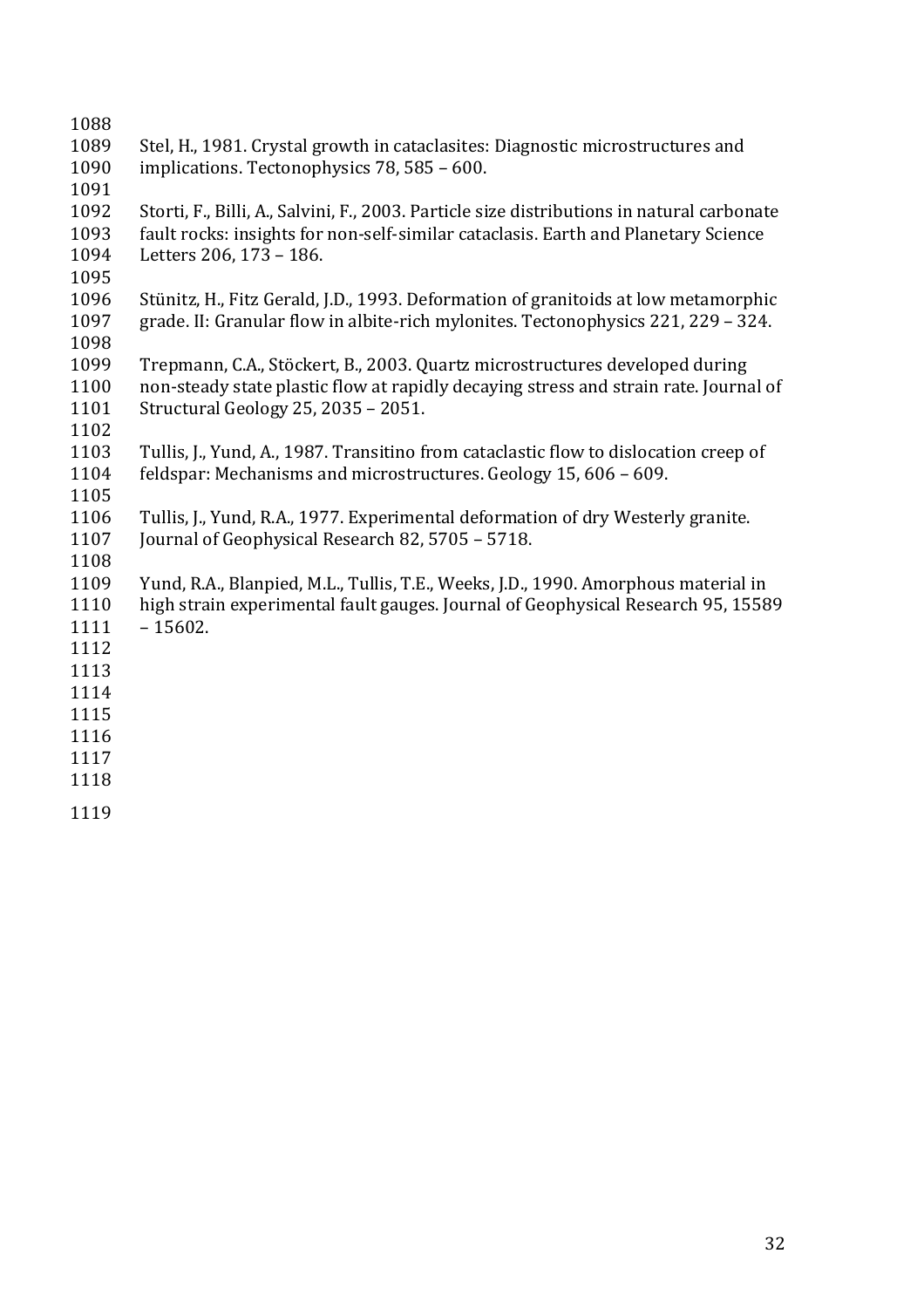Stel, H., 1981. Crystal growth in cataclasites: Diagnostic microstructures and implications. Tectonophysics 78, 585 – 600.

Storti, F., Billi, A., Salvini, F., 2003. Particle size distributions in natural carbonate fault rocks: insights for non-self-similar cataclasis. Earth and Planetary Science Letters 206, 173 – 186.

Stünitz, H., Fitz Gerald, J.D., 1993. Deformation of granitoids at low metamorphic grade. II: Granular flow in albite-rich mylonites. Tectonophysics 221, 229 – 324.

Trepmann, C.A., Stöckert, B., 2003. Quartz microstructures developed during non-steady state plastic flow at rapidly decaying stress and strain rate. Journal of Structural Geology 25, 2035 – 2051.

Tullis, J., Yund, A., 1987. Transitino from cataclastic flow to dislocation creep of feldspar: Mechanisms and microstructures. Geology 15, 606 – 609.

Tullis, J., Yund, R.A., 1977. Experimental deformation of dry Westerly granite. Journal of Geophysical Research 82, 5705 – 5718.

Yund, R.A., Blanpied, M.L., Tullis, T.E., Weeks, J.D., 1990. Amorphous material in high strain experimental fault gauges. Journal of Geophysical Research 95, 15589 – 15602.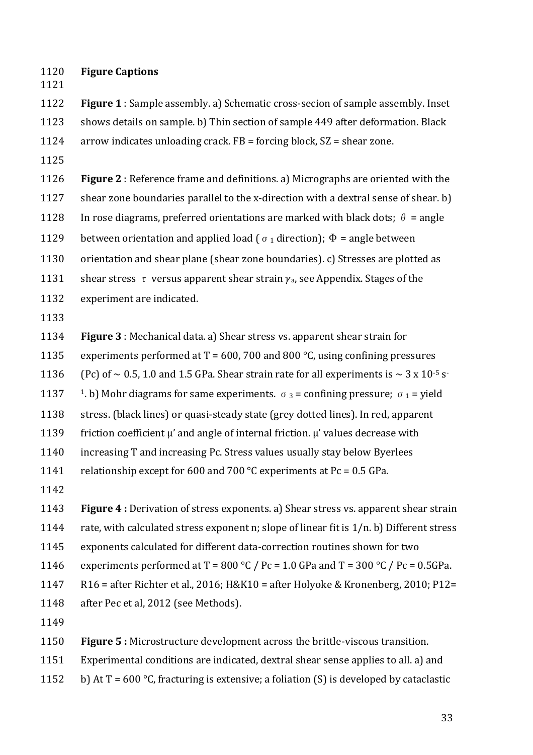## Figure Captions

**Figure 1** : Sample assembly. a) Schematic cross-secion of sample assembly. Inset shows details on sample. b) Thin section of sample 449 after deformation. Black arrow indicates unloading crack. FB = forcing block, SZ = shear zone.

**Figure 2** : Reference frame and definitions. a) Micrographs are oriented with the shear zone boundaries parallel to the x-direction with a dextral sense of shear. b) In rose diagrams, preferred orientations are marked with black dots; $\theta$ = angle between orientation and applied load ($\sigma_1$ direction); $\Phi$ = angle between orientation and shear plane (shear zone boundaries). c) Stresses are plotted as shear stress $\tau$ versus apparent shear strain $\gamma_a$, see Appendix. Stages of the experiment are indicated.

**Figure 3** : Mechanical data. a) Shear stress vs. apparent shear strain for experiments performed at T = 600, 700 and 800 °C, using confining pressures (Pc) of ~ 0.5, 1.0 and 1.5 GPa. Shear strain rate for all experiments is ~ 3 x $10^{-5}$ $s^{-1}$. b) Mohr diagrams for same experiments. $\sigma_3$ = confining pressure; $\sigma_1$ = yield stress. (black lines) or quasi-steady state (grey dotted lines). In red, apparent friction coefficient μ' and angle of internal friction. μ' values decrease with increasing T and increasing Pc. Stress values usually stay below Byerlees relationship except for 600 and 700 °C experiments at Pc = 0.5 GPa.

**Figure 4 :** Derivation of stress exponents. a) Shear stress vs. apparent shear strain rate, with calculated stress exponent n; slope of linear fit is 1/n. b) Different stress exponents calculated for different data-correction routines shown for two experiments performed at T = 800 °C / Pc = 1.0 GPa and T = 300 °C / Pc = 0.5GPa. R16 = after Richter et al., 2016; H&K10 = after Holyoke & Kronenberg, 2010; P12= after Pec et al, 2012 (see Methods).

**Figure 5 :** Microstructure development across the brittle-viscous transition. Experimental conditions are indicated, dextral shear sense applies to all. a) and b) At T = 600 °C, fracturing is extensive; a foliation (S) is developed by cataclastic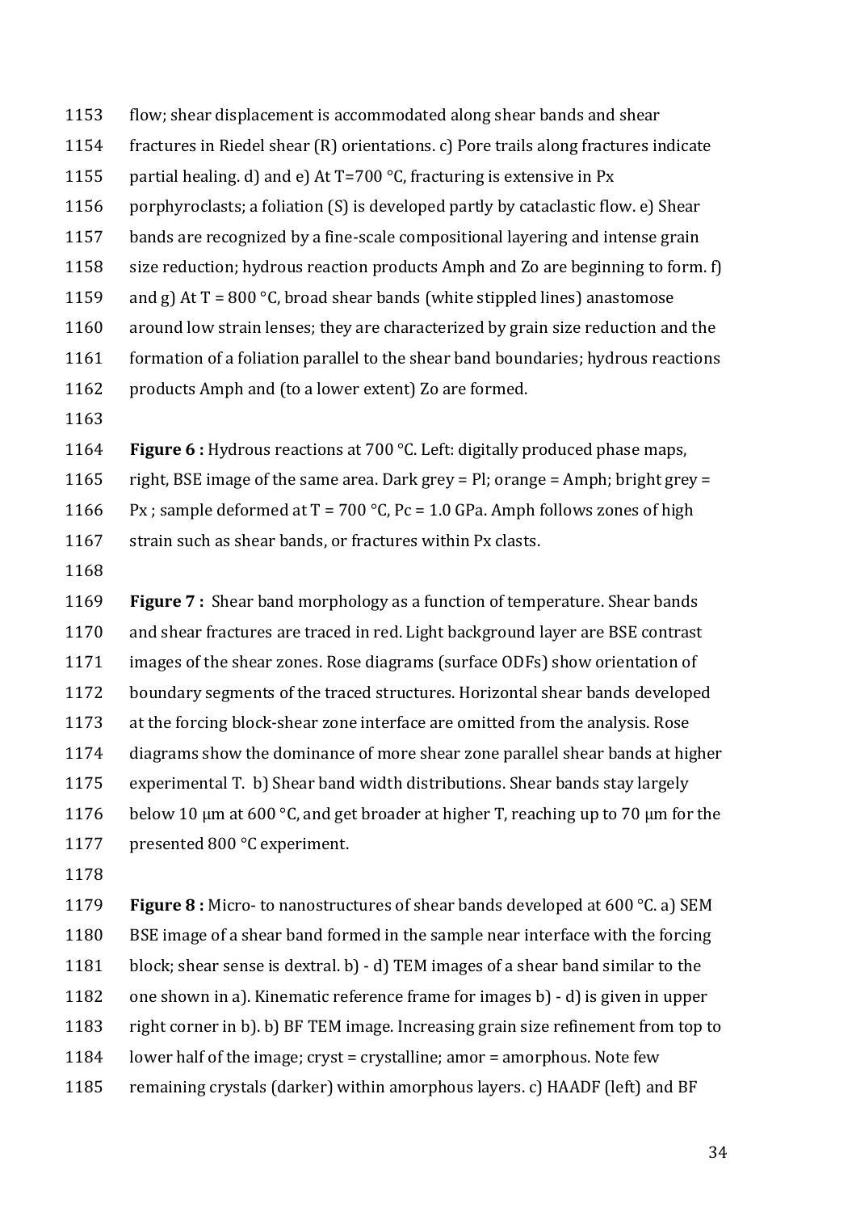flow; shear displacement is accommodated along shear bands and shear fractures in Riedel shear (R) orientations. c) Pore trails along fractures indicate partial healing. d) and e) At T=700 °C, fracturing is extensive in Px porphyroclasts; a foliation (S) is developed partly by cataclastic flow. e) Shear bands are recognized by a fine-scale compositional layering and intense grain size reduction; hydrous reaction products Amph and Zo are beginning to form. f) and g) At T = 800 °C, broad shear bands (white stippled lines) anastomose around low strain lenses; they are characterized by grain size reduction and the formation of a foliation parallel to the shear band boundaries; hydrous reactions products Amph and (to a lower extent) Zo are formed.

**Figure 6 :** Hydrous reactions at 700 °C. Left: digitally produced phase maps, right, BSE image of the same area. Dark grey = Pl; orange = Amph; bright grey = Px ; sample deformed at T = 700 °C, Pc = 1.0 GPa. Amph follows zones of high strain such as shear bands, or fractures within Px clasts.

**Figure 7 :** Shear band morphology as a function of temperature. Shear bands and shear fractures are traced in red. Light background layer are BSE contrast images of the shear zones. Rose diagrams (surface ODFs) show orientation of boundary segments of the traced structures. Horizontal shear bands developed at the forcing block-shear zone interface are omitted from the analysis. Rose diagrams show the dominance of more shear zone parallel shear bands at higher experimental T. b) Shear band width distributions. Shear bands stay largely below 10 μm at 600 °C, and get broader at higher T, reaching up to 70 μm for the presented 800 °C experiment.

**Figure 8 :** Micro- to nanostructures of shear bands developed at 600 °C. a) SEM BSE image of a shear band formed in the sample near interface with the forcing block; shear sense is dextral. b) - d) TEM images of a shear band similar to the one shown in a). Kinematic reference frame for images b) - d) is given in upper right corner in b). b) BF TEM image. Increasing grain size refinement from top to lower half of the image; cryst = crystalline; amor = amorphous. Note few remaining crystals (darker) within amorphous layers. c) HAADF (left) and BF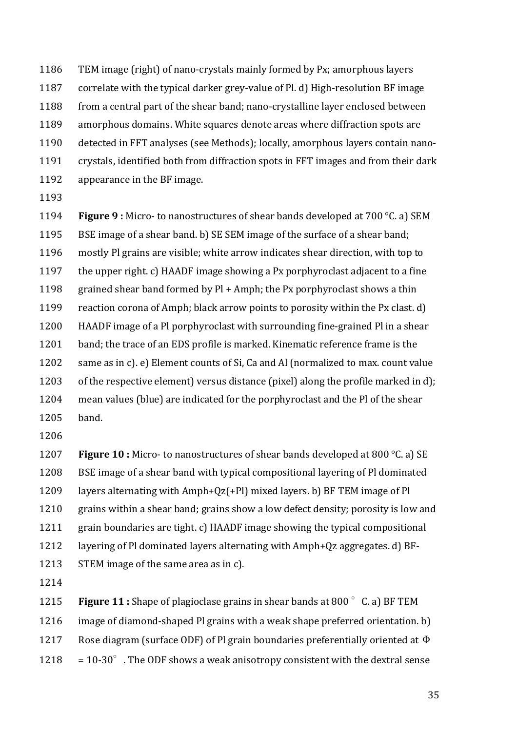TEM image (right) of nano-crystals mainly formed by Px; amorphous layers correlate with the typical darker grey-value of Pl. d) High-resolution BF image from a central part of the shear band; nano-crystalline layer enclosed between amorphous domains. White squares denote areas where diffraction spots are detected in FFT analyses (see Methods); locally, amorphous layers contain nano-crystals, identified both from diffraction spots in FFT images and from their dark appearance in the BF image.

**Figure 9 :** Micro- to nanostructures of shear bands developed at 700 °C. a) SEM BSE image of a shear band. b) SE SEM image of the surface of a shear band; mostly Pl grains are visible; white arrow indicates shear direction, with top to the upper right. c) HAADF image showing a Px porphyroclast adjacent to a fine grained shear band formed by Pl + Amph; the Px porphyroclast shows a thin reaction corona of Amph; black arrow points to porosity within the Px clast. d) HAADF image of a Pl porphyroclast with surrounding fine-grained Pl in a shear band; the trace of an EDS profile is marked. Kinematic reference frame is the same as in c). e) Element counts of Si, Ca and Al (normalized to max. count value of the respective element) versus distance (pixel) along the profile marked in d); mean values (blue) are indicated for the porphyroclast and the Pl of the shear band.

**Figure 10 :** Micro- to nanostructures of shear bands developed at 800 °C. a) SE BSE image of a shear band with typical compositional layering of Pl dominated layers alternating with Amph+Qz(+Pl) mixed layers. b) BF TEM image of Pl grains within a shear band; grains show a low defect density; porosity is low and grain boundaries are tight. c) HAADF image showing the typical compositional layering of Pl dominated layers alternating with Amph+Qz aggregates. d) BF-STEM image of the same area as in c).

**Figure 11 :** Shape of plagioclase grains in shear bands at 800 ° C. a) BF TEM image of diamond-shaped Pl grains with a weak shape preferred orientation. b) Rose diagram (surface ODF) of Pl grain boundaries preferentially oriented at $\Phi$ = 10-30° . The ODF shows a weak anisotropy consistent with the dextral sense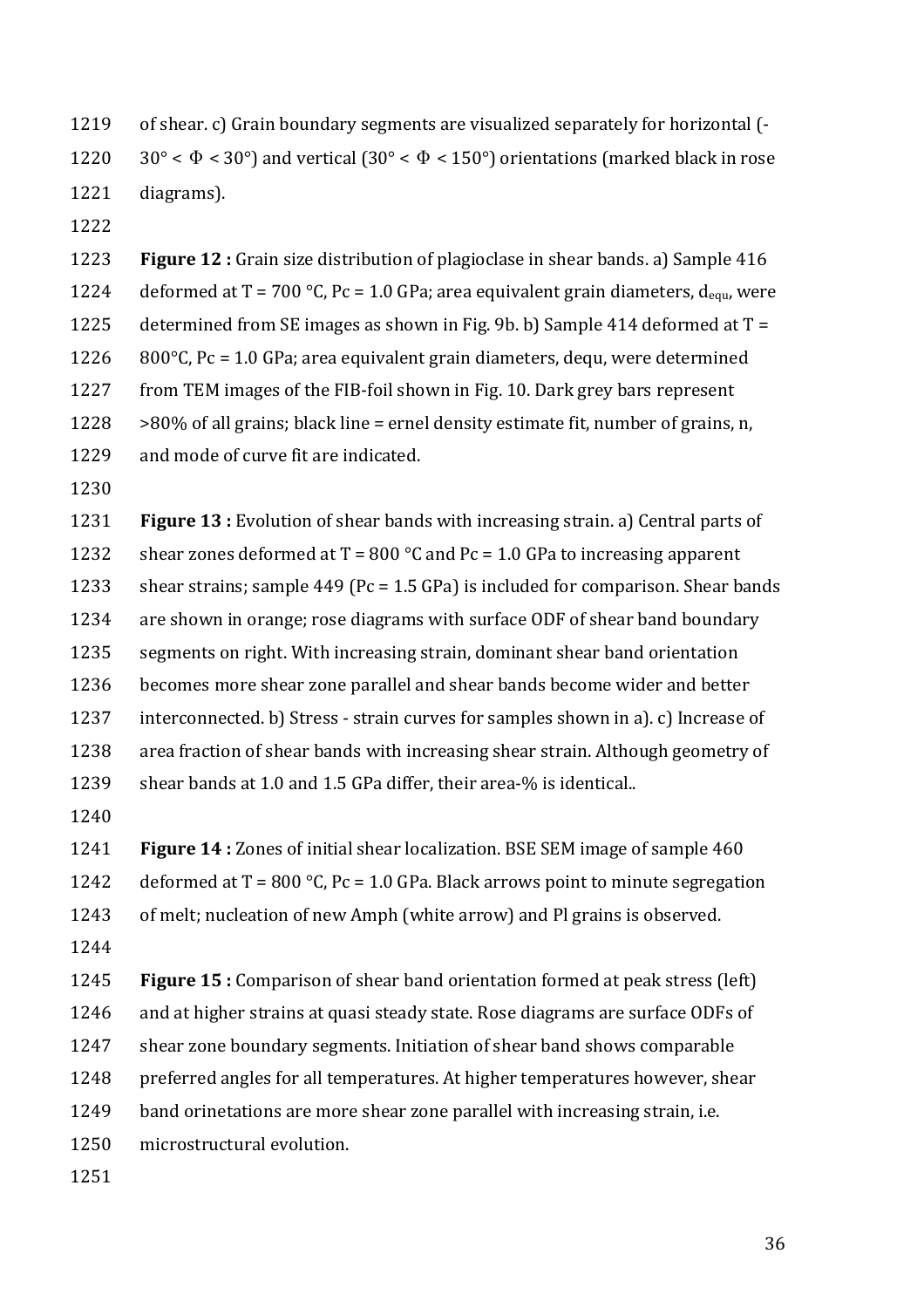of shear. c) Grain boundary segments are visualized separately for horizontal (-30° < Φ < 30°) and vertical (30° < Φ < 150°) orientations (marked black in rose diagrams).

**Figure 12 :** Grain size distribution of plagioclase in shear bands. a) Sample 416 deformed at T = 700 °C, Pc = 1.0 GPa; area equivalent grain diameters, $d_{equ}$, were determined from SE images as shown in Fig. 9b. b) Sample 414 deformed at T = 800°C, Pc = 1.0 GPa; area equivalent grain diameters, dequ, were determined from TEM images of the FIB-foil shown in Fig. 10. Dark grey bars represent >80% of all grains; black line = ernel density estimate fit, number of grains, n, and mode of curve fit are indicated.

**Figure 13 :** Evolution of shear bands with increasing strain. a) Central parts of shear zones deformed at T = 800 °C and Pc = 1.0 GPa to increasing apparent shear strains; sample 449 (Pc = 1.5 GPa) is included for comparison. Shear bands are shown in orange; rose diagrams with surface ODF of shear band boundary segments on right. With increasing strain, dominant shear band orientation becomes more shear zone parallel and shear bands become wider and better interconnected. b) Stress - strain curves for samples shown in a). c) Increase of area fraction of shear bands with increasing shear strain. Although geometry of shear bands at 1.0 and 1.5 GPa differ, their area-% is identical..

**Figure 14 :** Zones of initial shear localization. BSE SEM image of sample 460 deformed at T = 800 °C, Pc = 1.0 GPa. Black arrows point to minute segregation of melt; nucleation of new Amph (white arrow) and Pl grains is observed.

**Figure 15 :** Comparison of shear band orientation formed at peak stress (left) and at higher strains at quasi steady state. Rose diagrams are surface ODFs of shear zone boundary segments. Initiation of shear band shows comparable preferred angles for all temperatures. At higher temperatures however, shear band orinetations are more shear zone parallel with increasing strain, i.e. microstructural evolution.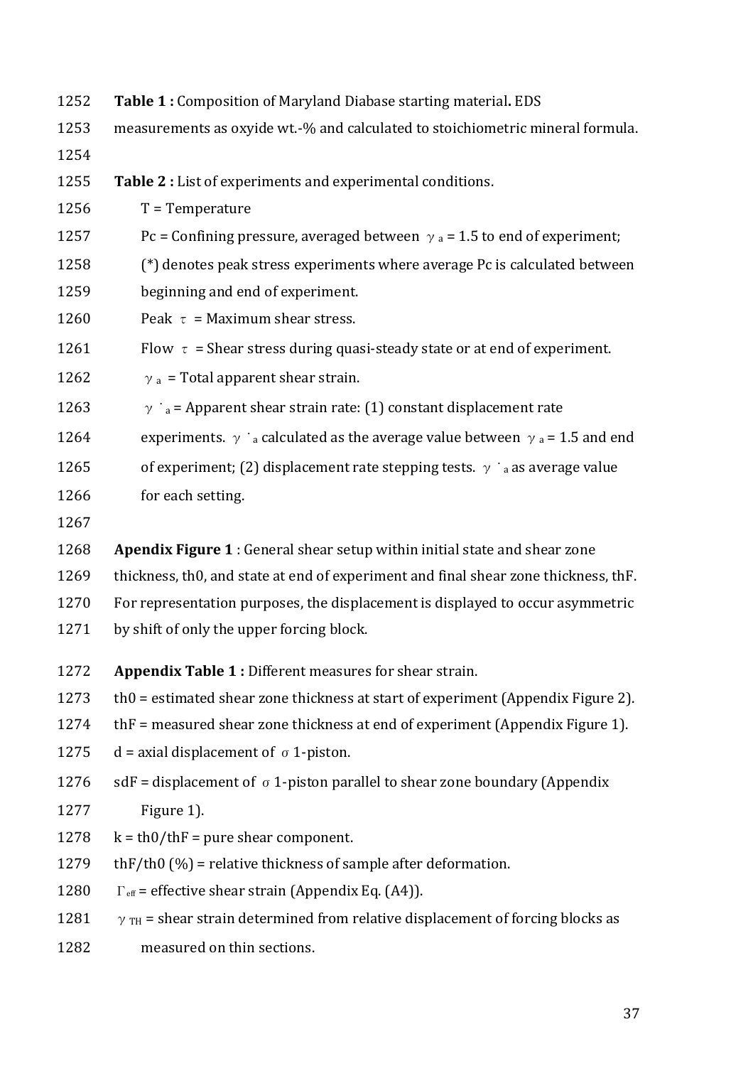**Table 1 :** Composition of Maryland Diabase starting material**.** EDS measurements as oxyide wt.-% and calculated to stoichiometric mineral formula.

**Table 2 :** List of experiments and experimental conditions.

T = Temperature

Pc = Confining pressure, averaged between $\gamma_a$ = 1.5 to end of experiment; (*) denotes peak stress experiments where average Pc is calculated between beginning and end of experiment.

Peak $\tau$ = Maximum shear stress.

Flow $\tau$ = Shear stress during quasi-steady state or at end of experiment.

$\gamma_a$ = Total apparent shear strain.

$\dot{\gamma}_a$ = Apparent shear strain rate: (1) constant displacement rate experiments. $\dot{\gamma}_a$ calculated as the average value between $\gamma_a$ = 1.5 and end of experiment; (2) displacement rate stepping tests. $\dot{\gamma}_a$ as average value for each setting.

**Apendix Figure 1** : General shear setup within initial state and shear zone thickness, th0, and state at end of experiment and final shear zone thickness, thF. For representation purposes, the displacement is displayed to occur asymmetric by shift of only the upper forcing block.

**Appendix Table 1 :** Different measures for shear strain.

th0 = estimated shear zone thickness at start of experiment (Appendix Figure 2).

thF = measured shear zone thickness at end of experiment (Appendix Figure 1).

d = axial displacement of $\sigma$1-piston.

sdF = displacement of $\sigma$1-piston parallel to shear zone boundary (Appendix Figure 1).

k = th0/thF = pure shear component.

thF/th0 (%) = relative thickness of sample after deformation.

$\Gamma_{eff}$ = effective shear strain (Appendix Eq. (A4)).

$\gamma_{TH}$ = shear strain determined from relative displacement of forcing blocks as measured on thin sections.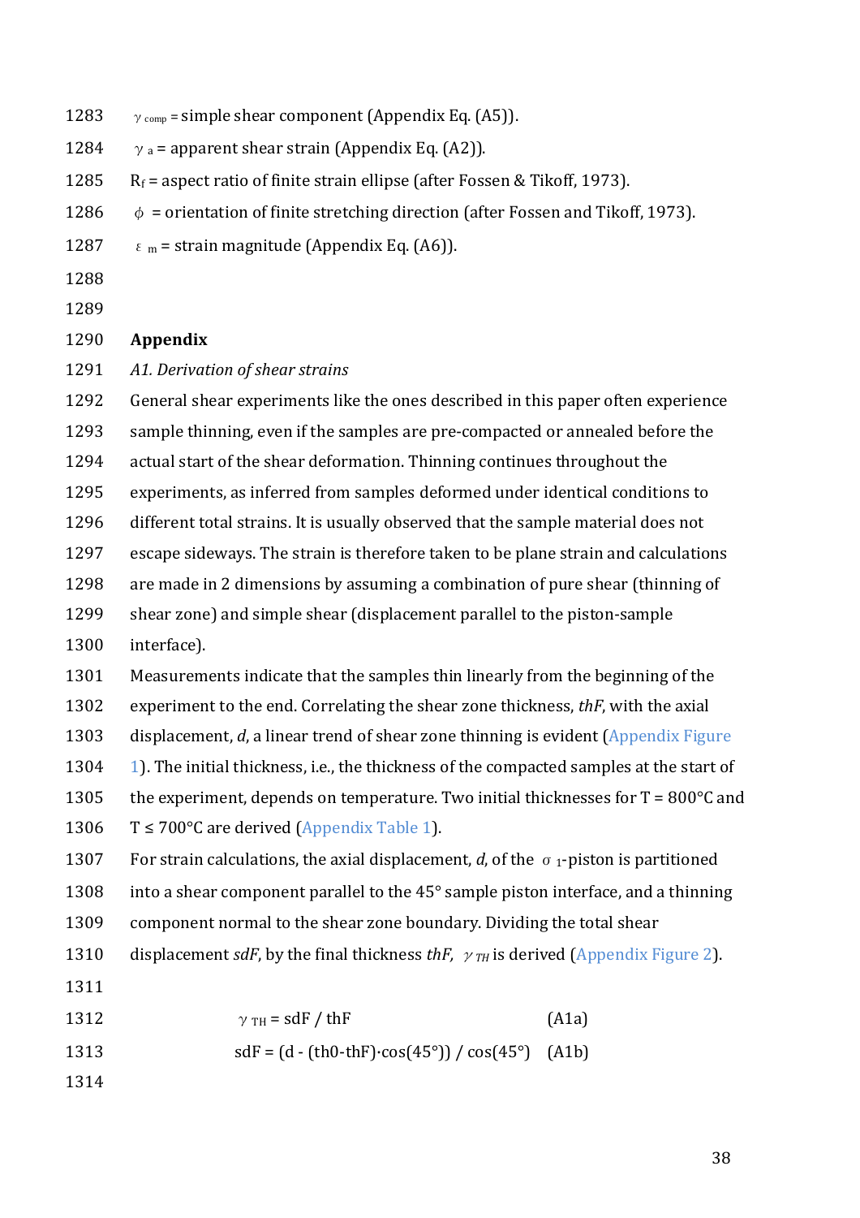$\gamma_{comp}$ = simple shear component (Appendix Eq. (A5)).

$\gamma_a$ = apparent shear strain (Appendix Eq. (A2)).

$R_f$ = aspect ratio of finite strain ellipse (after Fossen & Tikoff, 1973).

$\phi$ = orientation of finite stretching direction (after Fossen and Tikoff, 1973).

$\varepsilon_m$ = strain magnitude (Appendix Eq. (A6)).

## Appendix

### *A1. Derivation of shear strains*

General shear experiments like the ones described in this paper often experience sample thinning, even if the samples are pre-compacted or annealed before the actual start of the shear deformation. Thinning continues throughout the experiments, as inferred from samples deformed under identical conditions to different total strains. It is usually observed that the sample material does not escape sideways. The strain is therefore taken to be plane strain and calculations are made in 2 dimensions by assuming a combination of pure shear (thinning of shear zone) and simple shear (displacement parallel to the piston-sample interface).

Measurements indicate that the samples thin linearly from the beginning of the experiment to the end. Correlating the shear zone thickness, *thF*, with the axial displacement, *d*, a linear trend of shear zone thinning is evident (Appendix Figure 1). The initial thickness, i.e., the thickness of the compacted samples at the start of the experiment, depends on temperature. Two initial thicknesses for T = 800°C and T ≤ 700°C are derived (Appendix Table 1).

For strain calculations, the axial displacement, *d*, of the $\sigma_1$-piston is partitioned into a shear component parallel to the 45° sample piston interface, and a thinning component normal to the shear zone boundary. Dividing the total shear displacement *sdF*, by the final thickness *thF*, $\gamma_{TH}$ is derived (Appendix Figure 2).

$$\gamma_{TH} = sdF / thF \qquad \text{(A1a)}$$

$$sdF = (d - (th0 - thF)\cdot\cos(45°)) / \cos(45°) \qquad \text{(A1b)}$$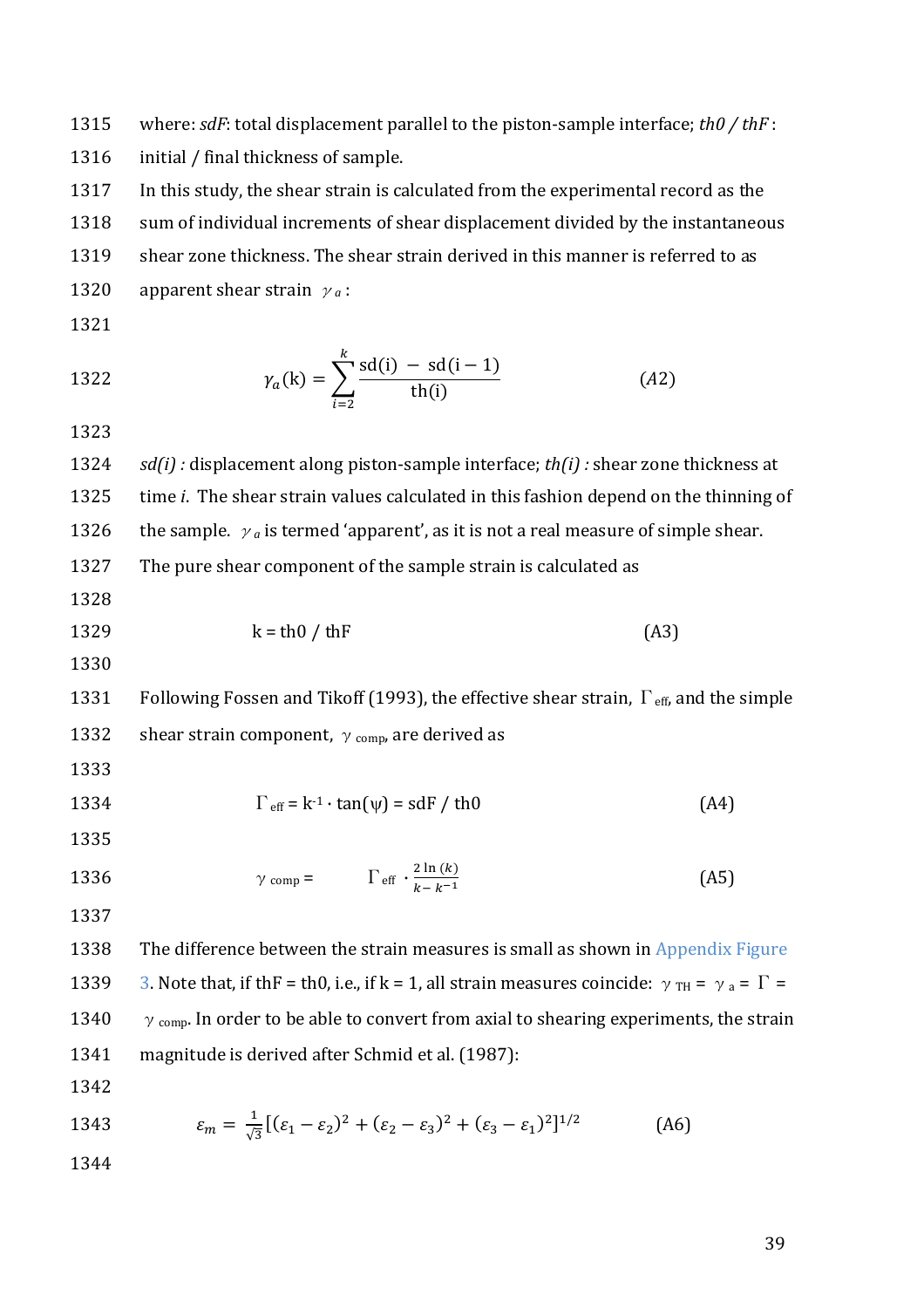where: *sdF*: total displacement parallel to the piston-sample interface; *th0 / thF* : initial / final thickness of sample.

In this study, the shear strain is calculated from the experimental record as the sum of individual increments of shear displacement divided by the instantaneous shear zone thickness. The shear strain derived in this manner is referred to as apparent shear strain $\gamma_a$:

$$\gamma_a(\mathrm{k}) = \sum_{i=2}^{k} \frac{\mathrm{sd(i)} - \mathrm{sd(i-1)}}{\mathrm{th(i)}} \qquad (A2)$$

*sd(i)* : displacement along piston-sample interface; *th(i)* : shear zone thickness at time *i*. The shear strain values calculated in this fashion depend on the thinning of the sample. $\gamma_a$ is termed 'apparent', as it is not a real measure of simple shear.

The pure shear component of the sample strain is calculated as

$$\mathrm{k} = \mathrm{th0} \;/\; \mathrm{thF} \qquad (A3)$$

Following Fossen and Tikoff (1993), the effective shear strain, $\Gamma_{\mathrm{eff}}$, and the simple shear strain component, $\gamma_{\mathrm{comp}}$, are derived as

$$\Gamma_{\mathrm{eff}} = \mathrm{k}^{-1} \cdot \tan(\psi) = \mathrm{sdF} \;/\; \mathrm{th0} \qquad (A4)$$

$$\gamma_{\mathrm{comp}} = \Gamma_{\mathrm{eff}} \cdot \frac{2\ln(k)}{k - k^{-1}} \qquad (A5)$$

The difference between the strain measures is small as shown in Appendix Figure 3. Note that, if thF = th0, i.e., if k = 1, all strain measures coincide: $\gamma_{\mathrm{TH}} = \gamma_{\mathrm{a}} = \Gamma = \gamma_{\mathrm{comp}}$. In order to be able to convert from axial to shearing experiments, the strain magnitude is derived after Schmid et al. (1987):

$$\varepsilon_m = \frac{1}{\sqrt{3}}\left[(\varepsilon_1 - \varepsilon_2)^2 + (\varepsilon_2 - \varepsilon_3)^2 + (\varepsilon_3 - \varepsilon_1)^2\right]^{1/2} \qquad (A6)$$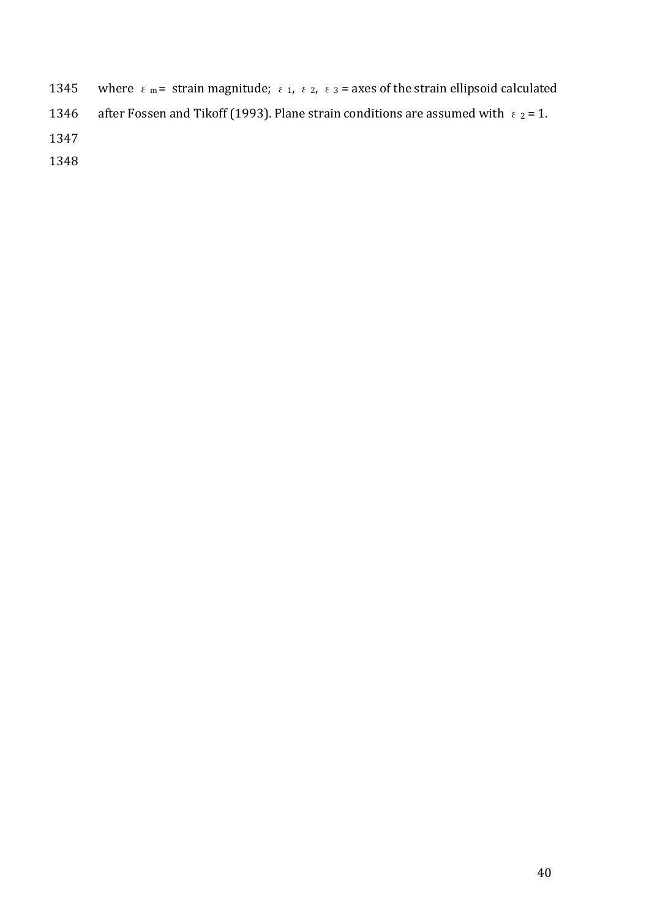where $\varepsilon_m$ = strain magnitude; $\varepsilon_1$, $\varepsilon_2$, $\varepsilon_3$ = axes of the strain ellipsoid calculated after Fossen and Tikoff (1993). Plane strain conditions are assumed with $\varepsilon_2 = 1$.